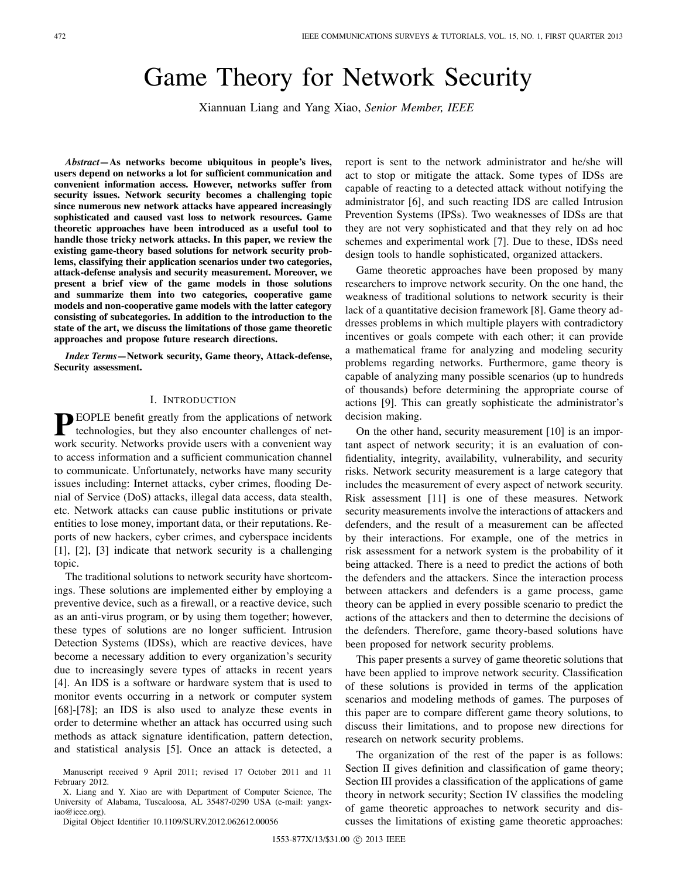# Game Theory for Network Security

Xiannuan Liang and Yang Xiao, *Senior Member, IEEE*

***Abstract*—As networks become ubiquitous in people's lives, users depend on networks a lot for sufficient communication and convenient information access. However, networks suffer from security issues. Network security becomes a challenging topic since numerous new network attacks have appeared increasingly sophisticated and caused vast loss to network resources. Game theoretic approaches have been introduced as a useful tool to handle those tricky network attacks. In this paper, we review the existing game-theory based solutions for network security problems, classifying their application scenarios under two categories, attack-defense analysis and security measurement. Moreover, we present a brief view of the game models in those solutions and summarize them into two categories, cooperative game models and non-cooperative game models with the latter category consisting of subcategories. In addition to the introduction to the state of the art, we discuss the limitations of those game theoretic approaches and propose future research directions.**

***Index Terms*—Network security, Game theory, Attack-defense, Security assessment.**

## I. Introduction

PEOPLE benefit greatly from the applications of network technologies, but they also encounter challenges of network security. Networks provide users with a convenient way to access information and a sufficient communication channel to communicate. Unfortunately, networks have many security issues including: Internet attacks, cyber crimes, flooding Denial of Service (DoS) attacks, illegal data access, data stealth, etc. Network attacks can cause public institutions or private entities to lose money, important data, or their reputations. Reports of new hackers, cyber crimes, and cyberspace incidents [1], [2], [3] indicate that network security is a challenging topic.

The traditional solutions to network security have shortcomings. These solutions are implemented either by employing a preventive device, such as a firewall, or a reactive device, such as an anti-virus program, or by using them together; however, these types of solutions are no longer sufficient. Intrusion Detection Systems (IDSs), which are reactive devices, have become a necessary addition to every organization's security due to increasingly severe types of attacks in recent years [4]. An IDS is a software or hardware system that is used to monitor events occurring in a network or computer system [68]-[78]; an IDS is also used to analyze these events in order to determine whether an attack has occurred using such methods as attack signature identification, pattern detection, and statistical analysis [5]. Once an attack is detected, a report is sent to the network administrator and he/she will act to stop or mitigate the attack. Some types of IDSs are capable of reacting to a detected attack without notifying the administrator [6], and such reacting IDS are called Intrusion Prevention Systems (IPSs). Two weaknesses of IDSs are that they are not very sophisticated and that they rely on ad hoc schemes and experimental work [7]. Due to these, IDSs need design tools to handle sophisticated, organized attackers.

Game theoretic approaches have been proposed by many researchers to improve network security. On the one hand, the weakness of traditional solutions to network security is their lack of a quantitative decision framework [8]. Game theory addresses problems in which multiple players with contradictory incentives or goals compete with each other; it can provide a mathematical frame for analyzing and modeling security problems regarding networks. Furthermore, game theory is capable of analyzing many possible scenarios (up to hundreds of thousands) before determining the appropriate course of actions [9]. This can greatly sophisticate the administrator's decision making.

On the other hand, security measurement [10] is an important aspect of network security; it is an evaluation of confidentiality, integrity, availability, vulnerability, and security risks. Network security measurement is a large category that includes the measurement of every aspect of network security. Risk assessment [11] is one of these measures. Network security measurements involve the interactions of attackers and defenders, and the result of a measurement can be affected by their interactions. For example, one of the metrics in risk assessment for a network system is the probability of it being attacked. There is a need to predict the actions of both the defenders and the attackers. Since the interaction process between attackers and defenders is a game process, game theory can be applied in every possible scenario to predict the actions of the attackers and then to determine the decisions of the defenders. Therefore, game theory-based solutions have been proposed for network security problems.

This paper presents a survey of game theoretic solutions that have been applied to improve network security. Classification of these solutions is provided in terms of the application scenarios and modeling methods of games. The purposes of this paper are to compare different game theory solutions, to discuss their limitations, and to propose new directions for research on network security problems.

The organization of the rest of the paper is as follows: Section II gives definition and classification of game theory; Section III provides a classification of the applications of game theory in network security; Section IV classifies the modeling of game theoretic approaches to network security and discusses the limitations of existing game theoretic approaches:

Manuscript received 9 April 2011; revised 17 October 2011 and 11 February 2012.

X. Liang and Y. Xiao are with Department of Computer Science, The University of Alabama, Tuscaloosa, AL 35487-0290 USA (e-mail: yangxiao@ieee.org).

Digital Object Identifier 10.1109/SURV.2012.062612.00056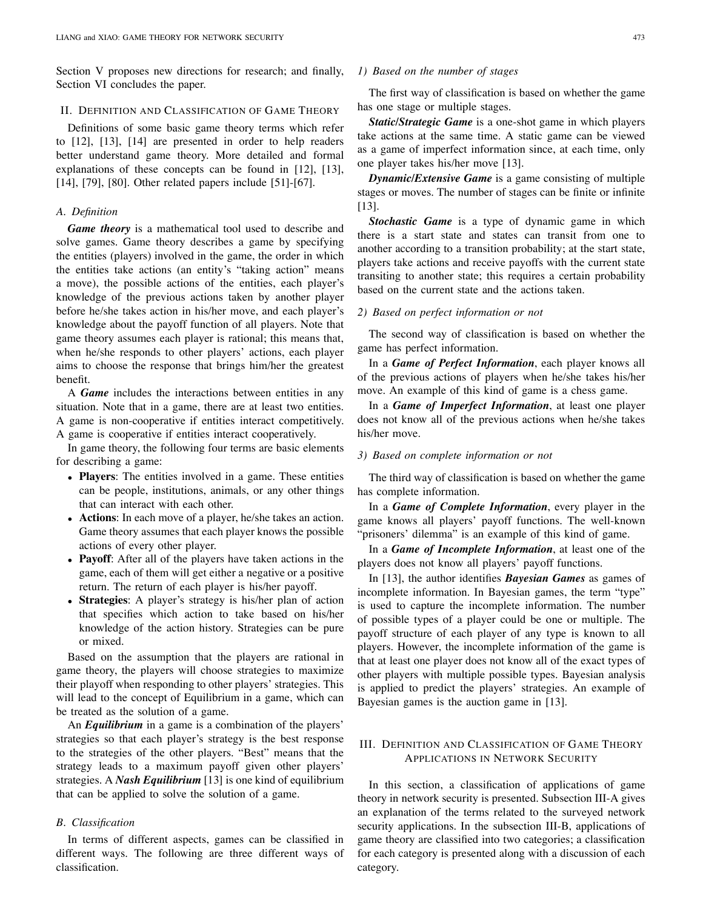Section V proposes new directions for research; and finally, Section VI concludes the paper.

## II. Definition and Classification of Game Theory

Definitions of some basic game theory terms which refer to [12], [13], [14] are presented in order to help readers better understand game theory. More detailed and formal explanations of these concepts can be found in [12], [13], [14], [79], [80]. Other related papers include [51]-[67].

### A. Definition

***Game theory*** is a mathematical tool used to describe and solve games. Game theory describes a game by specifying the entities (players) involved in the game, the order in which the entities take actions (an entity's "taking action" means a move), the possible actions of the entities, each player's knowledge of the previous actions taken by another player before he/she takes action in his/her move, and each player's knowledge about the payoff function of all players. Note that game theory assumes each player is rational; this means that, when he/she responds to other players' actions, each player aims to choose the response that brings him/her the greatest benefit.

A ***Game*** includes the interactions between entities in any situation. Note that in a game, there are at least two entities. A game is non-cooperative if entities interact competitively. A game is cooperative if entities interact cooperatively.

In game theory, the following four terms are basic elements for describing a game:

- **Players**: The entities involved in a game. These entities can be people, institutions, animals, or any other things that can interact with each other.
- **Actions**: In each move of a player, he/she takes an action. Game theory assumes that each player knows the possible actions of every other player.
- **Payoff**: After all of the players have taken actions in the game, each of them will get either a negative or a positive return. The return of each player is his/her payoff.
- **Strategies**: A player's strategy is his/her plan of action that specifies which action to take based on his/her knowledge of the action history. Strategies can be pure or mixed.

Based on the assumption that the players are rational in game theory, the players will choose strategies to maximize their playoff when responding to other players' strategies. This will lead to the concept of Equilibrium in a game, which can be treated as the solution of a game.

An ***Equilibrium*** in a game is a combination of the players' strategies so that each player's strategy is the best response to the strategies of the other players. "Best" means that the strategy leads to a maximum payoff given other players' strategies. A ***Nash Equilibrium*** [13] is one kind of equilibrium that can be applied to solve the solution of a game.

### B. Classification

In terms of different aspects, games can be classified in different ways. The following are three different ways of classification.

#### 1) Based on the number of stages

The first way of classification is based on whether the game has one stage or multiple stages.

***Static/Strategic Game*** is a one-shot game in which players take actions at the same time. A static game can be viewed as a game of imperfect information since, at each time, only one player takes his/her move [13].

***Dynamic/Extensive Game*** is a game consisting of multiple stages or moves. The number of stages can be finite or infinite [13].

***Stochastic Game*** is a type of dynamic game in which there is a start state and states can transit from one to another according to a transition probability; at the start state, players take actions and receive payoffs with the current state transiting to another state; this requires a certain probability based on the current state and the actions taken.

#### 2) Based on perfect information or not

The second way of classification is based on whether the game has perfect information.

In a ***Game of Perfect Information***, each player knows all of the previous actions of players when he/she takes his/her move. An example of this kind of game is a chess game.

In a ***Game of Imperfect Information***, at least one player does not know all of the previous actions when he/she takes his/her move.

#### 3) Based on complete information or not

The third way of classification is based on whether the game has complete information.

In a ***Game of Complete Information***, every player in the game knows all players' payoff functions. The well-known "prisoners' dilemma" is an example of this kind of game.

In a ***Game of Incomplete Information***, at least one of the players does not know all players' payoff functions.

In [13], the author identifies ***Bayesian Games*** as games of incomplete information. In Bayesian games, the term "type" is used to capture the incomplete information. The number of possible types of a player could be one or multiple. The payoff structure of each player of any type is known to all players. However, the incomplete information of the game is that at least one player does not know all of the exact types of other players with multiple possible types. Bayesian analysis is applied to predict the players' strategies. An example of Bayesian games is the auction game in [13].

## III. Definition and Classification of Game Theory Applications in Network Security

In this section, a classification of applications of game theory in network security is presented. Subsection III-A gives an explanation of the terms related to the surveyed network security applications. In the subsection III-B, applications of game theory are classified into two categories; a classification for each category is presented along with a discussion of each category.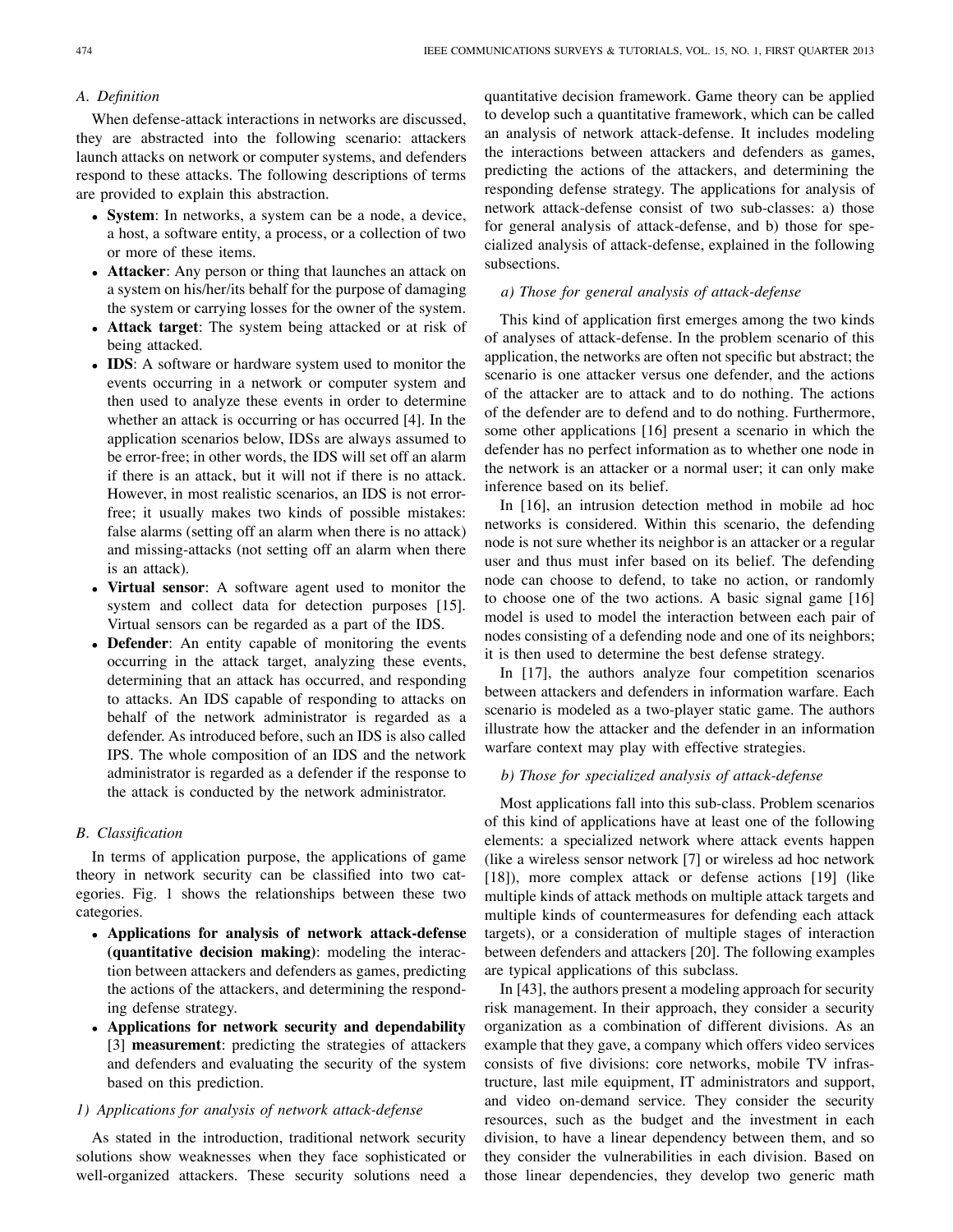### A. Definition

When defense-attack interactions in networks are discussed, they are abstracted into the following scenario: attackers launch attacks on network or computer systems, and defenders respond to these attacks. The following descriptions of terms are provided to explain this abstraction.

- **System**: In networks, a system can be a node, a device, a host, a software entity, a process, or a collection of two or more of these items.
- **Attacker**: Any person or thing that launches an attack on a system on his/her/its behalf for the purpose of damaging the system or carrying losses for the owner of the system.
- **Attack target**: The system being attacked or at risk of being attacked.
- **IDS**: A software or hardware system used to monitor the events occurring in a network or computer system and then used to analyze these events in order to determine whether an attack is occurring or has occurred [4]. In the application scenarios below, IDSs are always assumed to be error-free; in other words, the IDS will set off an alarm if there is an attack, but it will not if there is no attack. However, in most realistic scenarios, an IDS is not error-free; it usually makes two kinds of possible mistakes: false alarms (setting off an alarm when there is no attack) and missing-attacks (not setting off an alarm when there is an attack).
- **Virtual sensor**: A software agent used to monitor the system and collect data for detection purposes [15]. Virtual sensors can be regarded as a part of the IDS.
- **Defender**: An entity capable of monitoring the events occurring in the attack target, analyzing these events, determining that an attack has occurred, and responding to attacks. An IDS capable of responding to attacks on behalf of the network administrator is regarded as a defender. As introduced before, such an IDS is also called IPS. The whole composition of an IDS and the network administrator is regarded as a defender if the response to the attack is conducted by the network administrator.

### B. Classification

In terms of application purpose, the applications of game theory in network security can be classified into two categories. Fig. 1 shows the relationships between these two categories.

- **Applications for analysis of network attack-defense (quantitative decision making)**: modeling the interaction between attackers and defenders as games, predicting the actions of the attackers, and determining the responding defense strategy.
- **Applications for network security and dependability** [3] **measurement**: predicting the strategies of attackers and defenders and evaluating the security of the system based on this prediction.

#### 1) Applications for analysis of network attack-defense

As stated in the introduction, traditional network security solutions show weaknesses when they face sophisticated or well-organized attackers. These security solutions need a quantitative decision framework. Game theory can be applied to develop such a quantitative framework, which can be called an analysis of network attack-defense. It includes modeling the interactions between attackers and defenders as games, predicting the actions of the attackers, and determining the responding defense strategy. The applications for analysis of network attack-defense consist of two sub-classes: a) those for general analysis of attack-defense, and b) those for specialized analysis of attack-defense, explained in the following subsections.

##### *a) Those for general analysis of attack-defense*

This kind of application first emerges among the two kinds of analyses of attack-defense. In the problem scenario of this application, the networks are often not specific but abstract; the scenario is one attacker versus one defender, and the actions of the attacker are to attack and to do nothing. The actions of the defender are to defend and to do nothing. Furthermore, some other applications [16] present a scenario in which the defender has no perfect information as to whether one node in the network is an attacker or a normal user; it can only make inference based on its belief.

In [16], an intrusion detection method in mobile ad hoc networks is considered. Within this scenario, the defending node is not sure whether its neighbor is an attacker or a regular user and thus must infer based on its belief. The defending node can choose to defend, to take no action, or randomly to choose one of the two actions. A basic signal game [16] model is used to model the interaction between each pair of nodes consisting of a defending node and one of its neighbors; it is then used to determine the best defense strategy.

In [17], the authors analyze four competition scenarios between attackers and defenders in information warfare. Each scenario is modeled as a two-player static game. The authors illustrate how the attacker and the defender in an information warfare context may play with effective strategies.

##### *b) Those for specialized analysis of attack-defense*

Most applications fall into this sub-class. Problem scenarios of this kind of applications have at least one of the following elements: a specialized network where attack events happen (like a wireless sensor network [7] or wireless ad hoc network [18]), more complex attack or defense actions [19] (like multiple kinds of attack methods on multiple attack targets and multiple kinds of countermeasures for defending each attack targets), or a consideration of multiple stages of interaction between defenders and attackers [20]. The following examples are typical applications of this subclass.

In [43], the authors present a modeling approach for security risk management. In their approach, they consider a security organization as a combination of different divisions. As an example that they gave, a company which offers video services consists of five divisions: core networks, mobile TV infrastructure, last mile equipment, IT administrators and support, and video on-demand service. They consider the security resources, such as the budget and the investment in each division, to have a linear dependency between them, and so they consider the vulnerabilities in each division. Based on those linear dependencies, they develop two generic math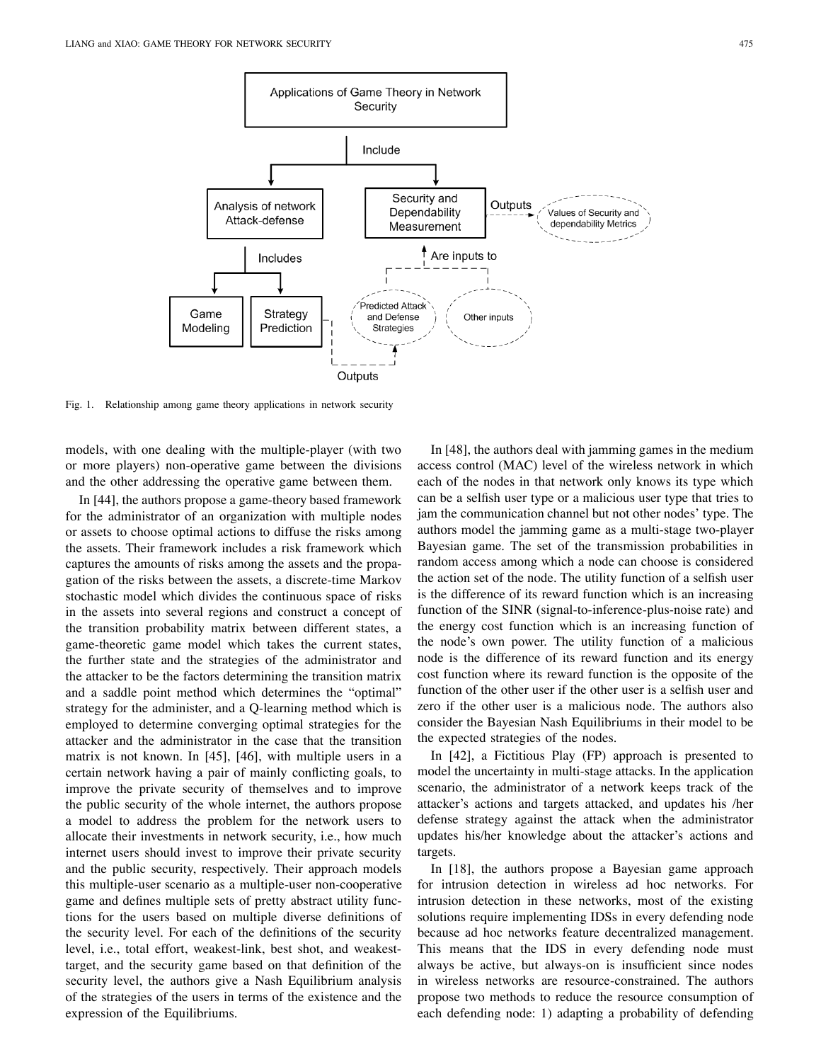Fig. 1. Relationship among game theory applications in network security

models, with one dealing with the multiple-player (with two or more players) non-operative game between the divisions and the other addressing the operative game between them.

In [44], the authors propose a game-theory based framework for the administrator of an organization with multiple nodes or assets to choose optimal actions to diffuse the risks among the assets. Their framework includes a risk framework which captures the amounts of risks among the assets and the propagation of the risks between the assets, a discrete-time Markov stochastic model which divides the continuous space of risks in the assets into several regions and construct a concept of the transition probability matrix between different states, a game-theoretic game model which takes the current states, the further state and the strategies of the administrator and the attacker to be the factors determining the transition matrix and a saddle point method which determines the "optimal" strategy for the administer, and a Q-learning method which is employed to determine converging optimal strategies for the attacker and the administrator in the case that the transition matrix is not known. In [45], [46], with multiple users in a certain network having a pair of mainly conflicting goals, to improve the private security of themselves and to improve the public security of the whole internet, the authors propose a model to address the problem for the network users to allocate their investments in network security, i.e., how much internet users should invest to improve their private security and the public security, respectively. Their approach models this multiple-user scenario as a multiple-user non-cooperative game and defines multiple sets of pretty abstract utility functions for the users based on multiple diverse definitions of the security level. For each of the definitions of the security level, i.e., total effort, weakest-link, best shot, and weakest-target, and the security game based on that definition of the security level, the authors give a Nash Equilibrium analysis of the strategies of the users in terms of the existence and the expression of the Equilibriums.

In [48], the authors deal with jamming games in the medium access control (MAC) level of the wireless network in which each of the nodes in that network only knows its type which can be a selfish user type or a malicious user type that tries to jam the communication channel but not other nodes' type. The authors model the jamming game as a multi-stage two-player Bayesian game. The set of the transmission probabilities in random access among which a node can choose is considered the action set of the node. The utility function of a selfish user is the difference of its reward function which is an increasing function of the SINR (signal-to-inference-plus-noise rate) and the energy cost function which is an increasing function of the node's own power. The utility function of a malicious node is the difference of its reward function and its energy cost function where its reward function is the opposite of the function of the other user if the other user is a selfish user and zero if the other user is a malicious node. The authors also consider the Bayesian Nash Equilibriums in their model to be the expected strategies of the nodes.

In [42], a Fictitious Play (FP) approach is presented to model the uncertainty in multi-stage attacks. In the application scenario, the administrator of a network keeps track of the attacker's actions and targets attacked, and updates his /her defense strategy against the attack when the administrator updates his/her knowledge about the attacker's actions and targets.

In [18], the authors propose a Bayesian game approach for intrusion detection in wireless ad hoc networks. For intrusion detection in these networks, most of the existing solutions require implementing IDSs in every defending node because ad hoc networks feature decentralized management. This means that the IDS in every defending node must always be active, but always-on is insufficient since nodes in wireless networks are resource-constrained. The authors propose two methods to reduce the resource consumption of each defending node: 1) adapting a probability of defending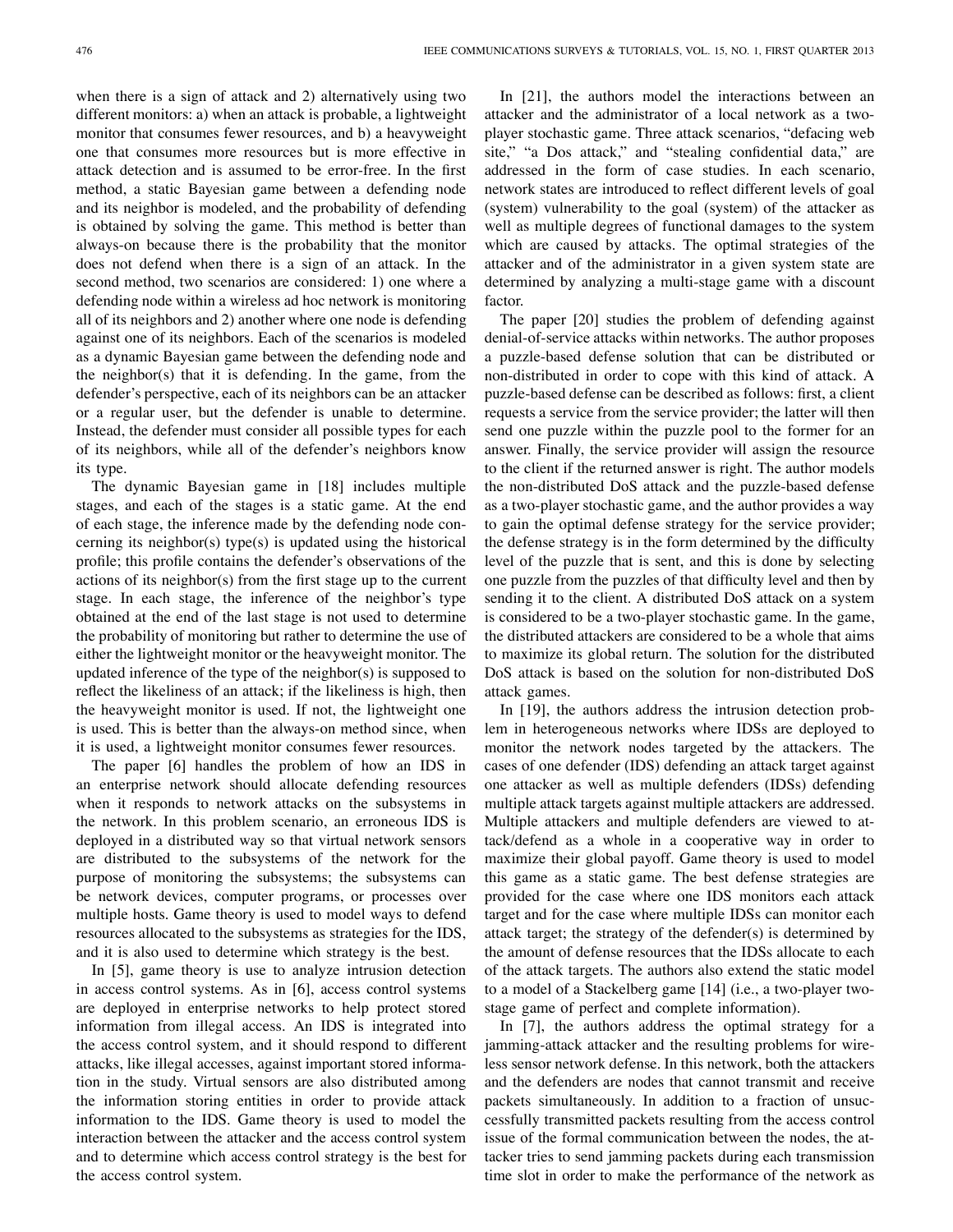when there is a sign of attack and 2) alternatively using two different monitors: a) when an attack is probable, a lightweight monitor that consumes fewer resources, and b) a heavyweight one that consumes more resources but is more effective in attack detection and is assumed to be error-free. In the first method, a static Bayesian game between a defending node and its neighbor is modeled, and the probability of defending is obtained by solving the game. This method is better than always-on because there is the probability that the monitor does not defend when there is a sign of an attack. In the second method, two scenarios are considered: 1) one where a defending node within a wireless ad hoc network is monitoring all of its neighbors and 2) another where one node is defending against one of its neighbors. Each of the scenarios is modeled as a dynamic Bayesian game between the defending node and the neighbor(s) that it is defending. In the game, from the defender's perspective, each of its neighbors can be an attacker or a regular user, but the defender is unable to determine. Instead, the defender must consider all possible types for each of its neighbors, while all of the defender's neighbors know its type.

The dynamic Bayesian game in [18] includes multiple stages, and each of the stages is a static game. At the end of each stage, the inference made by the defending node concerning its neighbor(s) type(s) is updated using the historical profile; this profile contains the defender's observations of the actions of its neighbor(s) from the first stage up to the current stage. In each stage, the inference of the neighbor's type obtained at the end of the last stage is not used to determine the probability of monitoring but rather to determine the use of either the lightweight monitor or the heavyweight monitor. The updated inference of the type of the neighbor(s) is supposed to reflect the likeliness of an attack; if the likeliness is high, then the heavyweight monitor is used. If not, the lightweight one is used. This is better than the always-on method since, when it is used, a lightweight monitor consumes fewer resources.

The paper [6] handles the problem of how an IDS in an enterprise network should allocate defending resources when it responds to network attacks on the subsystems in the network. In this problem scenario, an erroneous IDS is deployed in a distributed way so that virtual network sensors are distributed to the subsystems of the network for the purpose of monitoring the subsystems; the subsystems can be network devices, computer programs, or processes over multiple hosts. Game theory is used to model ways to defend resources allocated to the subsystems as strategies for the IDS, and it is also used to determine which strategy is the best.

In [5], game theory is use to analyze intrusion detection in access control systems. As in [6], access control systems are deployed in enterprise networks to help protect stored information from illegal access. An IDS is integrated into the access control system, and it should respond to different attacks, like illegal accesses, against important stored information in the study. Virtual sensors are also distributed among the information storing entities in order to provide attack information to the IDS. Game theory is used to model the interaction between the attacker and the access control system and to determine which access control strategy is the best for the access control system.

In [21], the authors model the interactions between an attacker and the administrator of a local network as a two-player stochastic game. Three attack scenarios, "defacing web site," "a Dos attack," and "stealing confidential data," are addressed in the form of case studies. In each scenario, network states are introduced to reflect different levels of goal (system) vulnerability to the goal (system) of the attacker as well as multiple degrees of functional damages to the system which are caused by attacks. The optimal strategies of the attacker and of the administrator in a given system state are determined by analyzing a multi-stage game with a discount factor.

The paper [20] studies the problem of defending against denial-of-service attacks within networks. The author proposes a puzzle-based defense solution that can be distributed or non-distributed in order to cope with this kind of attack. A puzzle-based defense can be described as follows: first, a client requests a service from the service provider; the latter will then send one puzzle within the puzzle pool to the former for an answer. Finally, the service provider will assign the resource to the client if the returned answer is right. The author models the non-distributed DoS attack and the puzzle-based defense as a two-player stochastic game, and the author provides a way to gain the optimal defense strategy for the service provider; the defense strategy is in the form determined by the difficulty level of the puzzle that is sent, and this is done by selecting one puzzle from the puzzles of that difficulty level and then by sending it to the client. A distributed DoS attack on a system is considered to be a two-player stochastic game. In the game, the distributed attackers are considered to be a whole that aims to maximize its global return. The solution for the distributed DoS attack is based on the solution for non-distributed DoS attack games.

In [19], the authors address the intrusion detection problem in heterogeneous networks where IDSs are deployed to monitor the network nodes targeted by the attackers. The cases of one defender (IDS) defending an attack target against one attacker as well as multiple defenders (IDSs) defending multiple attack targets against multiple attackers are addressed. Multiple attackers and multiple defenders are viewed to attack/defend as a whole in a cooperative way in order to maximize their global payoff. Game theory is used to model this game as a static game. The best defense strategies are provided for the case where one IDS monitors each attack target and for the case where multiple IDSs can monitor each attack target; the strategy of the defender(s) is determined by the amount of defense resources that the IDSs allocate to each of the attack targets. The authors also extend the static model to a model of a Stackelberg game [14] (i.e., a two-player two-stage game of perfect and complete information).

In [7], the authors address the optimal strategy for a jamming-attack attacker and the resulting problems for wireless sensor network defense. In this network, both the attackers and the defenders are nodes that cannot transmit and receive packets simultaneously. In addition to a fraction of unsuccessfully transmitted packets resulting from the access control issue of the formal communication between the nodes, the attacker tries to send jamming packets during each transmission time slot in order to make the performance of the network as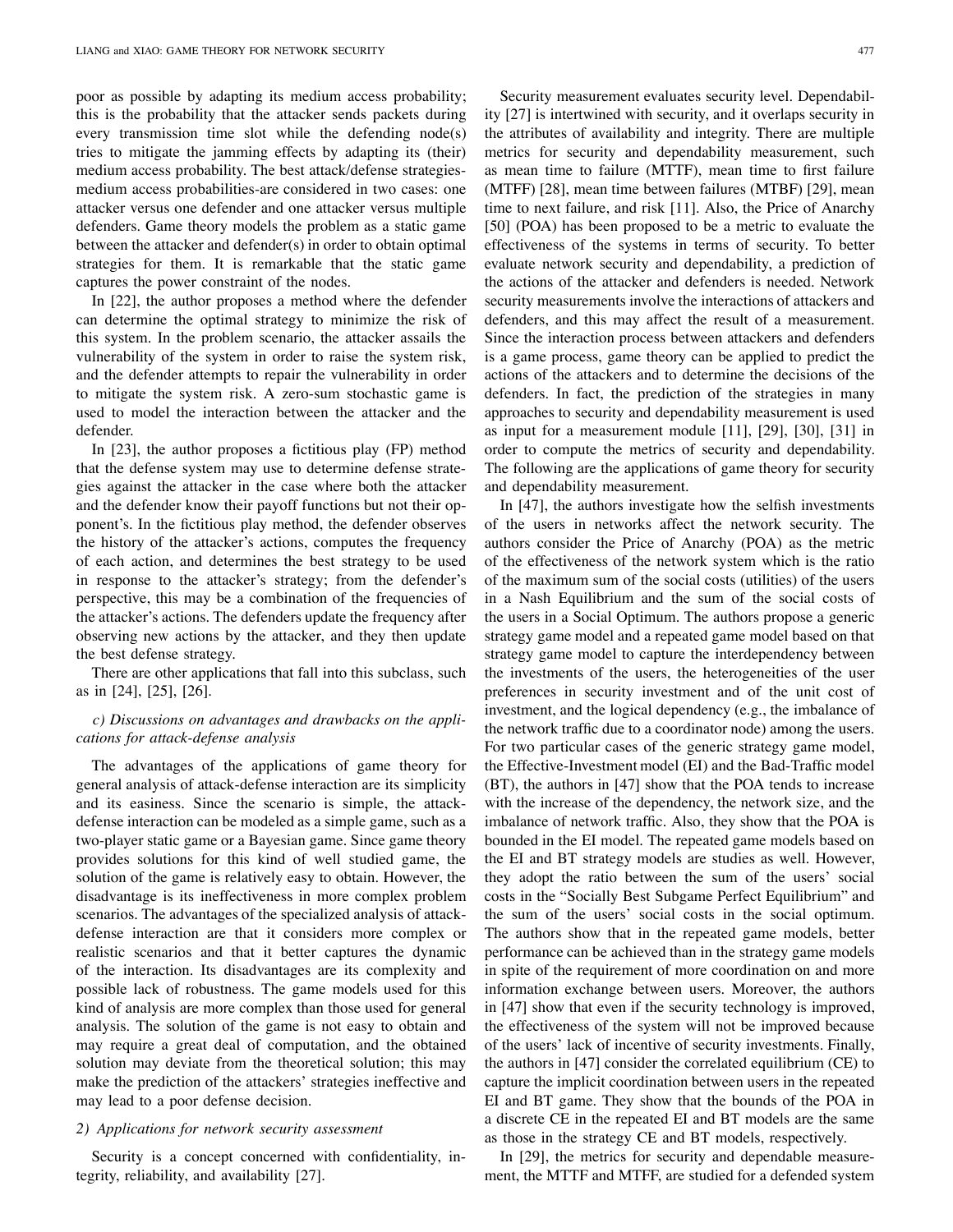poor as possible by adapting its medium access probability; this is the probability that the attacker sends packets during every transmission time slot while the defending node(s) tries to mitigate the jamming effects by adapting its (their) medium access probability. The best attack/defense strategies-medium access probabilities-are considered in two cases: one attacker versus one defender and one attacker versus multiple defenders. Game theory models the problem as a static game between the attacker and defender(s) in order to obtain optimal strategies for them. It is remarkable that the static game captures the power constraint of the nodes.

In [22], the author proposes a method where the defender can determine the optimal strategy to minimize the risk of this system. In the problem scenario, the attacker assails the vulnerability of the system in order to raise the system risk, and the defender attempts to repair the vulnerability in order to mitigate the system risk. A zero-sum stochastic game is used to model the interaction between the attacker and the defender.

In [23], the author proposes a fictitious play (FP) method that the defense system may use to determine defense strategies against the attacker in the case where both the attacker and the defender know their payoff functions but not their opponent's. In the fictitious play method, the defender observes the history of the attacker's actions, computes the frequency of each action, and determines the best strategy to be used in response to the attacker's strategy; from the defender's perspective, this may be a combination of the frequencies of the attacker's actions. The defenders update the frequency after observing new actions by the attacker, and they then update the best defense strategy.

There are other applications that fall into this subclass, such as in [24], [25], [26].

*c) Discussions on advantages and drawbacks on the applications for attack-defense analysis*

The advantages of the applications of game theory for general analysis of attack-defense interaction are its simplicity and its easiness. Since the scenario is simple, the attack-defense interaction can be modeled as a simple game, such as a two-player static game or a Bayesian game. Since game theory provides solutions for this kind of well studied game, the solution of the game is relatively easy to obtain. However, the disadvantage is its ineffectiveness in more complex problem scenarios. The advantages of the specialized analysis of attack-defense interaction are that it considers more complex or realistic scenarios and that it better captures the dynamic of the interaction. Its disadvantages are its complexity and possible lack of robustness. The game models used for this kind of analysis are more complex than those used for general analysis. The solution of the game is not easy to obtain and may require a great deal of computation, and the obtained solution may deviate from the theoretical solution; this may make the prediction of the attackers' strategies ineffective and may lead to a poor defense decision.

*2) Applications for network security assessment*

Security is a concept concerned with confidentiality, integrity, reliability, and availability [27].

Security measurement evaluates security level. Dependability [27] is intertwined with security, and it overlaps security in the attributes of availability and integrity. There are multiple metrics for security and dependability measurement, such as mean time to failure (MTTF), mean time to first failure (MTFF) [28], mean time between failures (MTBF) [29], mean time to next failure, and risk [11]. Also, the Price of Anarchy [50] (POA) has been proposed to be a metric to evaluate the effectiveness of the systems in terms of security. To better evaluate network security and dependability, a prediction of the actions of the attacker and defenders is needed. Network security measurements involve the interactions of attackers and defenders, and this may affect the result of a measurement. Since the interaction process between attackers and defenders is a game process, game theory can be applied to predict the actions of the attackers and to determine the decisions of the defenders. In fact, the prediction of the strategies in many approaches to security and dependability measurement is used as input for a measurement module [11], [29], [30], [31] in order to compute the metrics of security and dependability. The following are the applications of game theory for security and dependability measurement.

In [47], the authors investigate how the selfish investments of the users in networks affect the network security. The authors consider the Price of Anarchy (POA) as the metric of the effectiveness of the network system which is the ratio of the maximum sum of the social costs (utilities) of the users in a Nash Equilibrium and the sum of the social costs of the users in a Social Optimum. The authors propose a generic strategy game model and a repeated game model based on that strategy game model to capture the interdependency between the investments of the users, the heterogeneities of the user preferences in security investment and of the unit cost of investment, and the logical dependency (e.g., the imbalance of the network traffic due to a coordinator node) among the users. For two particular cases of the generic strategy game model, the Effective-Investment model (EI) and the Bad-Traffic model (BT), the authors in [47] show that the POA tends to increase with the increase of the dependency, the network size, and the imbalance of network traffic. Also, they show that the POA is bounded in the EI model. The repeated game models based on the EI and BT strategy models are studies as well. However, they adopt the ratio between the sum of the users' social costs in the "Socially Best Subgame Perfect Equilibrium" and the sum of the users' social costs in the social optimum. The authors show that in the repeated game models, better performance can be achieved than in the strategy game models in spite of the requirement of more coordination on and more information exchange between users. Moreover, the authors in [47] show that even if the security technology is improved, the effectiveness of the system will not be improved because of the users' lack of incentive of security investments. Finally, the authors in [47] consider the correlated equilibrium (CE) to capture the implicit coordination between users in the repeated EI and BT game. They show that the bounds of the POA in a discrete CE in the repeated EI and BT models are the same as those in the strategy CE and BT models, respectively.

In [29], the metrics for security and dependable measurement, the MTTF and MTFF, are studied for a defended system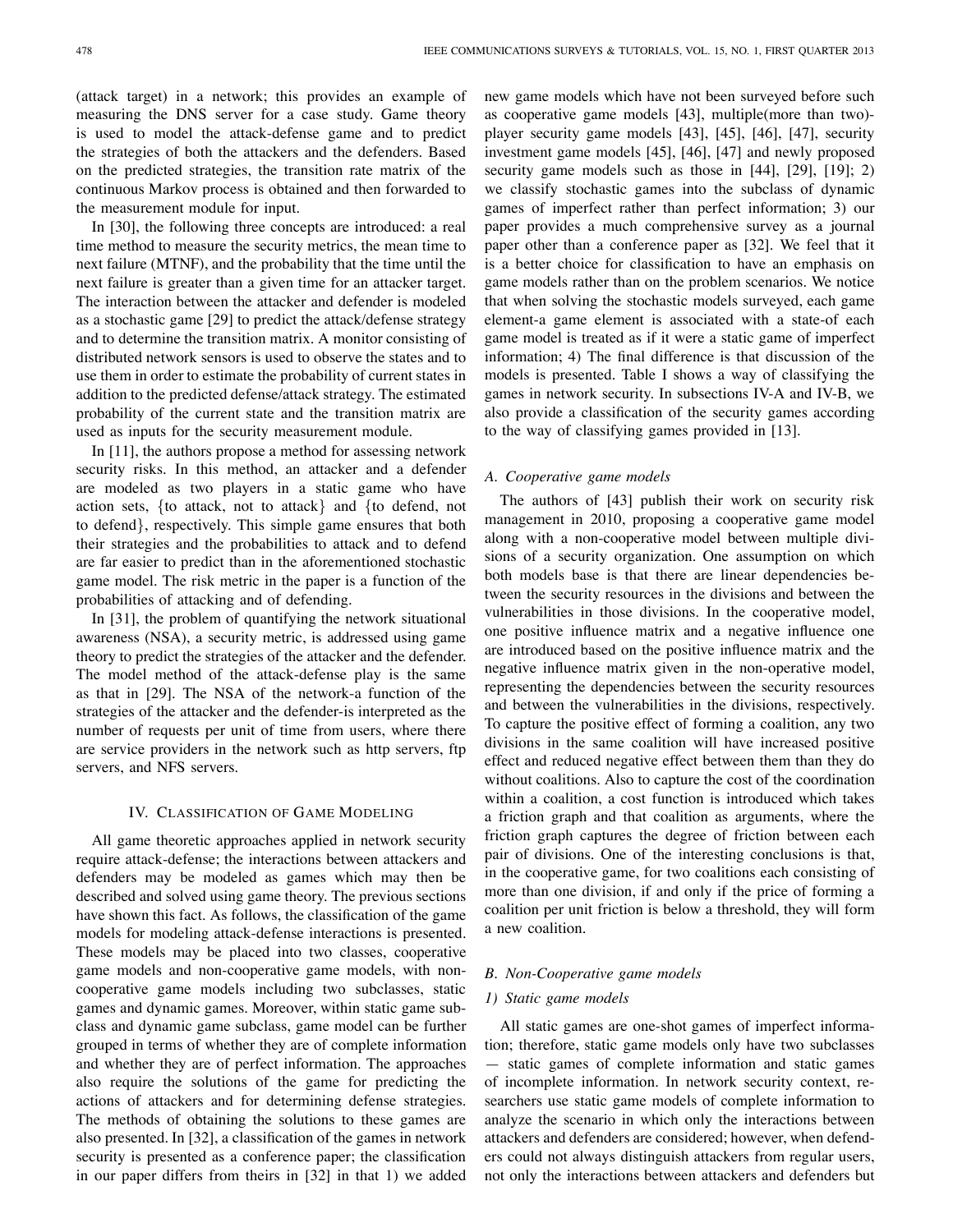(attack target) in a network; this provides an example of measuring the DNS server for a case study. Game theory is used to model the attack-defense game and to predict the strategies of both the attackers and the defenders. Based on the predicted strategies, the transition rate matrix of the continuous Markov process is obtained and then forwarded to the measurement module for input.

In [30], the following three concepts are introduced: a real time method to measure the security metrics, the mean time to next failure (MTNF), and the probability that the time until the next failure is greater than a given time for an attacker target. The interaction between the attacker and defender is modeled as a stochastic game [29] to predict the attack/defense strategy and to determine the transition matrix. A monitor consisting of distributed network sensors is used to observe the states and to use them in order to estimate the probability of current states in addition to the predicted defense/attack strategy. The estimated probability of the current state and the transition matrix are used as inputs for the security measurement module.

In [11], the authors propose a method for assessing network security risks. In this method, an attacker and a defender are modeled as two players in a static game who have action sets, {to attack, not to attack} and {to defend, not to defend}, respectively. This simple game ensures that both their strategies and the probabilities to attack and to defend are far easier to predict than in the aforementioned stochastic game model. The risk metric in the paper is a function of the probabilities of attacking and of defending.

In [31], the problem of quantifying the network situational awareness (NSA), a security metric, is addressed using game theory to predict the strategies of the attacker and the defender. The model method of the attack-defense play is the same as that in [29]. The NSA of the network-a function of the strategies of the attacker and the defender-is interpreted as the number of requests per unit of time from users, where there are service providers in the network such as http servers, ftp servers, and NFS servers.

## IV. Classification of Game Modeling

All game theoretic approaches applied in network security require attack-defense; the interactions between attackers and defenders may be modeled as games which may then be described and solved using game theory. The previous sections have shown this fact. As follows, the classification of the game models for modeling attack-defense interactions is presented. These models may be placed into two classes, cooperative game models and non-cooperative game models, with non-cooperative game models including two subclasses, static games and dynamic games. Moreover, within static game subclass and dynamic game subclass, game model can be further grouped in terms of whether they are of complete information and whether they are of perfect information. The approaches also require the solutions of the game for predicting the actions of attackers and for determining defense strategies. The methods of obtaining the solutions to these games are also presented. In [32], a classification of the games in network security is presented as a conference paper; the classification in our paper differs from theirs in [32] in that 1) we added new game models which have not been surveyed before such as cooperative game models [43], multiple(more than two)-player security game models [43], [45], [46], [47], security investment game models [45], [46], [47] and newly proposed security game models such as those in [44], [29], [19]; 2) we classify stochastic games into the subclass of dynamic games of imperfect rather than perfect information; 3) our paper provides a much comprehensive survey as a journal paper other than a conference paper as [32]. We feel that it is a better choice for classification to have an emphasis on game models rather than on the problem scenarios. We notice that when solving the stochastic models surveyed, each game element-a game element is associated with a state-of each game model is treated as if it were a static game of imperfect information; 4) The final difference is that discussion of the models is presented. Table I shows a way of classifying the games in network security. In subsections IV-A and IV-B, we also provide a classification of the security games according to the way of classifying games provided in [13].

### A. Cooperative game models

The authors of [43] publish their work on security risk management in 2010, proposing a cooperative game model along with a non-cooperative model between multiple divisions of a security organization. One assumption on which both models base is that there are linear dependencies between the security resources in the divisions and between the vulnerabilities in those divisions. In the cooperative model, one positive influence matrix and a negative influence one are introduced based on the positive influence matrix and the negative influence matrix given in the non-operative model, representing the dependencies between the security resources and between the vulnerabilities in the divisions, respectively. To capture the positive effect of forming a coalition, any two divisions in the same coalition will have increased positive effect and reduced negative effect between them than they do without coalitions. Also to capture the cost of the coordination within a coalition, a cost function is introduced which takes a friction graph and that coalition as arguments, where the friction graph captures the degree of friction between each pair of divisions. One of the interesting conclusions is that, in the cooperative game, for two coalitions each consisting of more than one division, if and only if the price of forming a coalition per unit friction is below a threshold, they will form a new coalition.

### B. Non-Cooperative game models

#### 1) Static game models

All static games are one-shot games of imperfect information; therefore, static game models only have two subclasses — static games of complete information and static games of incomplete information. In network security context, researchers use static game models of complete information to analyze the scenario in which only the interactions between attackers and defenders are considered; however, when defenders could not always distinguish attackers from regular users, not only the interactions between attackers and defenders but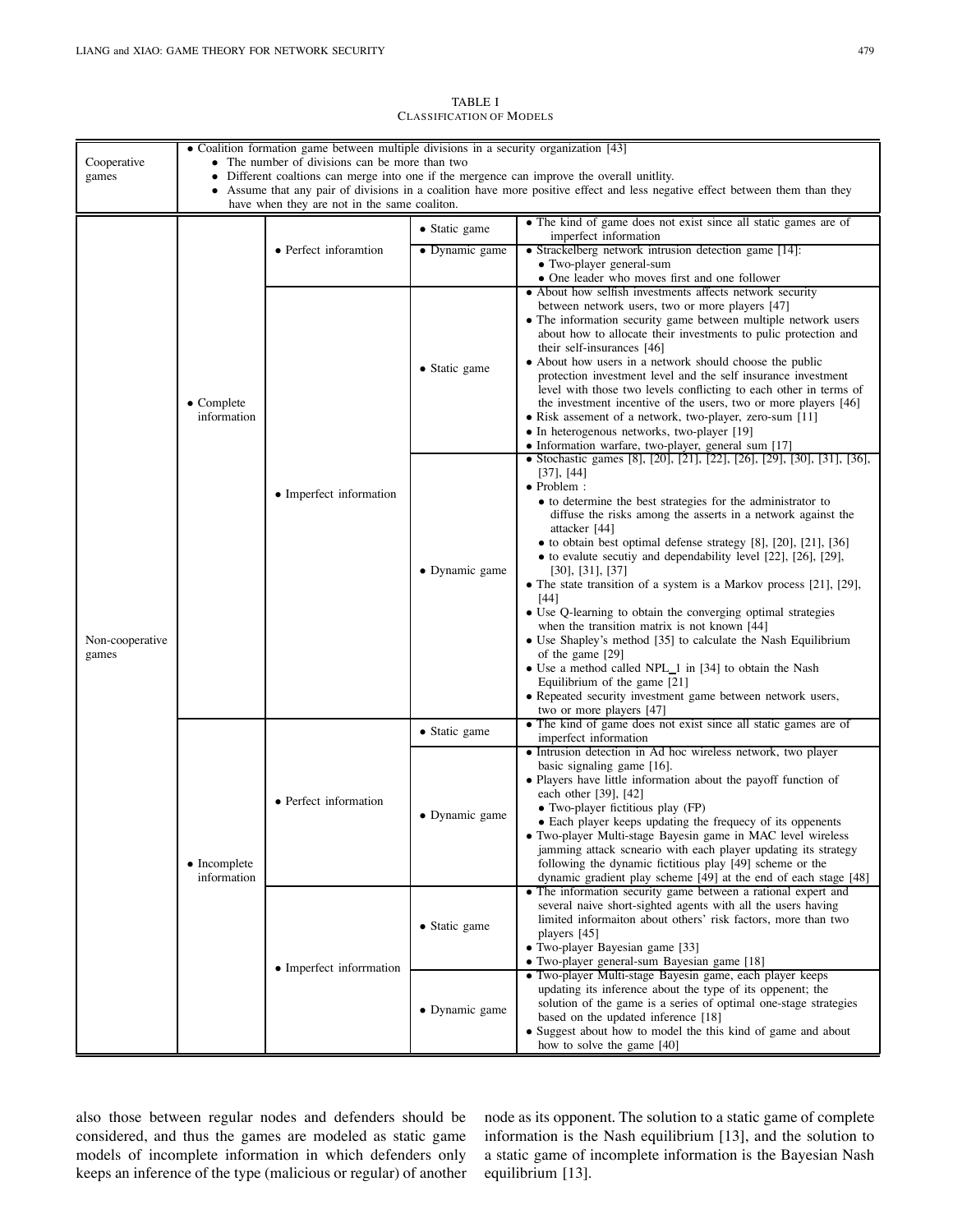TABLE I
CLASSIFICATION OF MODELS

| | | | | |
|---|---|---|---|---|
| Cooperative games | • Coalition formation game between multiple divisions in a security organization [43]<br>• The number of divisions can be more than two<br>• Different coaltions can merge into one if the mergence can improve the overall unitlity.<br>• Assume that any pair of divisions in a coalition have more positive effect and less negative effect between them than they have when they are not in the same coaliton. | | | |
| Non-cooperative games | • Complete information | • Perfect inforamtion | • Static game | • The kind of game does not exist since all static games are of imperfect information |
| | | | • Dynamic game | • Strackelberg network intrusion detection game [14]:<br>• Two-player general-sum<br>• One leader who moves first and one follower |
| | | • Imperfect information | • Static game | • About how selfish investments affects network security between network users, two or more players [47]<br>• The information security game between multiple network users about how to allocate their investments to pulic protection and their self-insurances [46]<br>• About how users in a network should choose the public protection investment level and the self insurance investment level with those two levels conflicting to each other in terms of the investment incentive of the users, two or more players [46]<br>• Risk assement of a network, two-player, zero-sum [11]<br>• In heterogenous networks, two-player [19]<br>• Information warfare, two-player, general sum [17] |
| | | | • Dynamic game | • Stochastic games [8], [20], [21], [22], [26], [29], [30], [31], [36], [37], [44]<br>• Problem :<br>• to determine the best strategies for the administrator to diffuse the risks among the asserts in a network against the attacker [44]<br>• to obtain best optimal defense strategy [8], [20], [21], [36]<br>• to evalute secutiy and dependability level [22], [26], [29], [30], [31], [37]<br>• The state transition of a system is a Markov process [21], [29], [44]<br>• Use Q-learning to obtain the converging optimal strategies when the transition matrix is not known [44]<br>• Use Shapley's method [35] to calculate the Nash Equilibrium of the game [29]<br>• Use a method called NPL_1 in [34] to obtain the Nash Equilibrium of the game [21]<br>• Repeated security investment game between network users, two or more players [47] |
| | • Incomplete information | • Perfect information | • Static game | • The kind of game does not exist since all static games are of imperfect information |
| | | | • Dynamic game | • Intrusion detection in Ad hoc wireless network, two player basic signaling game [16].<br>• Players have little information about the payoff function of each other [39], [42]<br>• Two-player fictitious play (FP)<br>• Each player keeps updating the frequecy of its oppenents<br>• Two-player Multi-stage Bayesin game in MAC level wireless jamming attack scneario with each player updating its strategy following the dynamic fictitious play [49] scheme or the dynamic gradient play scheme [49] at the end of each stage [48] |
| | | • Imperfect inforrmation | • Static game | • The information security game between a rational expert and several naive short-sighted agents with all the users having limited informaiton about others' risk factors, more than two players [45]<br>• Two-player Bayesian game [33]<br>• Two-player general-sum Bayesian game [18] |
| | | | • Dynamic game | • Two-player Multi-stage Bayesin game, each player keeps updating its inference about the type of its oppenent; the solution of the game is a series of optimal one-stage strategies based on the updated inference [18]<br>• Suggest about how to model the this kind of game and about how to solve the game [40] |

also those between regular nodes and defenders should be considered, and thus the games are modeled as static game models of incomplete information in which defenders only keeps an inference of the type (malicious or regular) of another node as its opponent. The solution to a static game of complete information is the Nash equilibrium [13], and the solution to a static game of incomplete information is the Bayesian Nash equilibrium [13].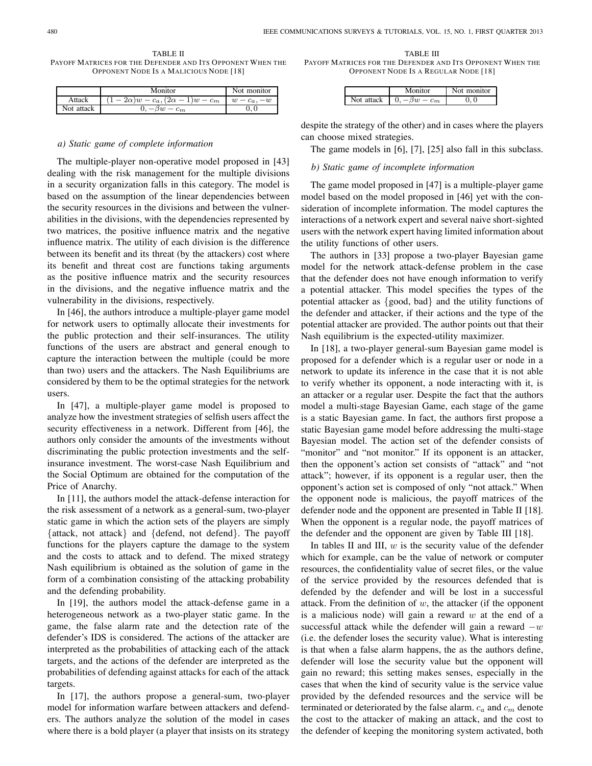TABLE II
PAYOFF MATRICES FOR THE DEFENDER AND ITS OPPONENT WHEN THE OPPONENT NODE IS A MALICIOUS NODE [18]

| | Monitor | Not monitor |
|---|---|---|
| Attack | $(1-2\alpha)w - c_a, (2\alpha-1)w - c_m$ | $w - c_a, -w$ |
| Not attack | $0, -\beta w - c_m$ | $0, 0$ |

TABLE III
PAYOFF MATRICES FOR THE DEFENDER AND ITS OPPONENT WHEN THE OPPONENT NODE IS A REGULAR NODE [18]

| | Monitor | Not monitor |
|---|---|---|
| Not attack | $0, -\beta w - c_m$ | $0, 0$ |

*a) Static game of complete information*

The multiple-player non-operative model proposed in [43] dealing with the risk management for the multiple divisions in a security organization falls in this category. The model is based on the assumption of the linear dependencies between the security resources in the divisions and between the vulnerabilities in the divisions, with the dependencies represented by two matrices, the positive influence matrix and the negative influence matrix. The utility of each division is the difference between its benefit and its threat (by the attackers) cost where its benefit and threat cost are functions taking arguments as the positive influence matrix and the security resources in the divisions, and the negative influence matrix and the vulnerability in the divisions, respectively.

In [46], the authors introduce a multiple-player game model for network users to optimally allocate their investments for the public protection and their self-insurances. The utility functions of the users are abstract and general enough to capture the interaction between the multiple (could be more than two) users and the attackers. The Nash Equilibriums are considered by them to be the optimal strategies for the network users.

In [47], a multiple-player game model is proposed to analyze how the investment strategies of selfish users affect the security effectiveness in a network. Different from [46], the authors only consider the amounts of the investments without discriminating the public protection investments and the self-insurance investment. The worst-case Nash Equilibrium and the Social Optimum are obtained for the computation of the Price of Anarchy.

In [11], the authors model the attack-defense interaction for the risk assessment of a network as a general-sum, two-player static game in which the action sets of the players are simply {attack, not attack} and {defend, not defend}. The payoff functions for the players capture the damage to the system and the costs to attack and to defend. The mixed strategy Nash equilibrium is obtained as the solution of game in the form of a combination consisting of the attacking probability and the defending probability.

In [19], the authors model the attack-defense game in a heterogeneous network as a two-player static game. In the game, the false alarm rate and the detection rate of the defender's IDS is considered. The actions of the attacker are interpreted as the probabilities of attacking each of the attack targets, and the actions of the defender are interpreted as the probabilities of defending against attacks for each of the attack targets.

In [17], the authors propose a general-sum, two-player model for information warfare between attackers and defenders. The authors analyze the solution of the model in cases where there is a bold player (a player that insists on its strategy despite the strategy of the other) and in cases where the players can choose mixed strategies.

The game models in [6], [7], [25] also fall in this subclass.

*b) Static game of incomplete information*

The game model proposed in [47] is a multiple-player game model based on the model proposed in [46] yet with the consideration of incomplete information. The model captures the interactions of a network expert and several naive short-sighted users with the network expert having limited information about the utility functions of other users.

The authors in [33] propose a two-player Bayesian game model for the network attack-defense problem in the case that the defender does not have enough information to verify a potential attacker. This model specifies the types of the potential attacker as {good, bad} and the utility functions of the defender and attacker, if their actions and the type of the potential attacker are provided. The author points out that their Nash equilibrium is the expected-utility maximizer.

In [18], a two-player general-sum Bayesian game model is proposed for a defender which is a regular user or node in a network to update its inference in the case that it is not able to verify whether its opponent, a node interacting with it, is an attacker or a regular user. Despite the fact that the authors model a multi-stage Bayesian Game, each stage of the game is a static Bayesian game. In fact, the authors first propose a static Bayesian game model before addressing the multi-stage Bayesian model. The action set of the defender consists of "monitor" and "not monitor." If its opponent is an attacker, then the opponent's action set consists of "attack" and "not attack"; however, if its opponent is a regular user, then the opponent's action set is composed of only "not attack." When the opponent node is malicious, the payoff matrices of the defender node and the opponent are presented in Table II [18]. When the opponent is a regular node, the payoff matrices of the defender and the opponent are given by Table III [18].

In tables II and III, $w$ is the security value of the defender which for example, can be the value of network or computer resources, the confidentiality value of secret files, or the value of the service provided by the resources defended that is defended by the defender and will be lost in a successful attack. From the definition of $w$, the attacker (if the opponent is a malicious node) will gain a reward $w$ at the end of a successful attack while the defender will gain a reward $-w$ (i.e. the defender loses the security value). What is interesting is that when a false alarm happens, the as the authors define, defender will lose the security value but the opponent will gain no reward; this setting makes senses, especially in the cases that when the kind of security value is the service value provided by the defended resources and the service will be terminated or deteriorated by the false alarm. $c_a$ and $c_m$ denote the cost to the attacker of making an attack, and the cost to the defender of keeping the monitoring system activated, both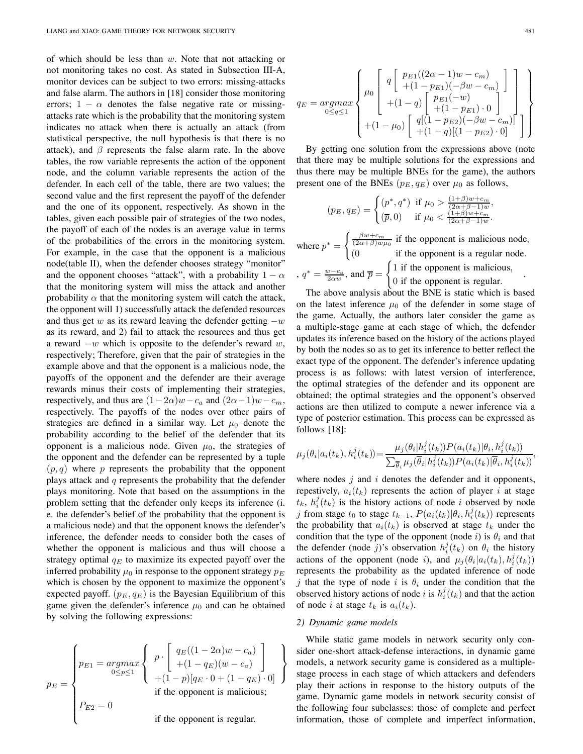of which should be less than $w$. Note that not attacking or not monitoring takes no cost. As stated in Subsection III-A, monitor devices can be subject to two errors: missing-attacks and false alarm. The authors in [18] consider those monitoring errors; $1-\alpha$ denotes the false negative rate or missing-attacks rate which is the probability that the monitoring system indicates no attack when there is actually an attack (from statistical perspective, the null hypothesis is that there is no attack), and $\beta$ represents the false alarm rate. In the above tables, the row variable represents the action of the opponent node, and the column variable represents the action of the defender. In each cell of the table, there are two values; the second value and the first represent the payoff of the defender and the one of its opponent, respectively. As shown in the tables, given each possible pair of strategies of the two nodes, the payoff of each of the nodes is an average value in terms of the probabilities of the errors in the monitoring system. For example, in the case that the opponent is a malicious node(table II), when the defender chooses strategy "monitor" and the opponent chooses "attack", with a probability $1-\alpha$ that the monitoring system will miss the attack and another probability $\alpha$ that the monitoring system will catch the attack, the opponent will 1) successfully attack the defended resources and thus get $w$ as its reward leaving the defender getting $-w$ as its reward, and 2) fail to attack the resources and thus get a reward $-w$ which is opposite to the defender's reward $w$, respectively; Therefore, given that the pair of strategies in the example above and that the opponent is a malicious node, the payoffs of the opponent and the defender are their average rewards minus their costs of implementing their strategies, respectively, and thus are $(1-2\alpha)w-c_a$ and $(2\alpha-1)w-c_m$, respectively. The payoffs of the nodes over other pairs of strategies are defined in a similar way. Let $\mu_0$ denote the probability according to the belief of the defender that its opponent is a malicious node. Given $\mu_0$, the strategies of the opponent and the defender can be represented by a tuple $(p,q)$ where $p$ represents the probability that the opponent plays attack and $q$ represents the probability that the defender plays monitoring. Note that based on the assumptions in the problem setting that the defender only keeps its inference (i. e. the defender's belief of the probability that the opponent is a malicious node) and that the opponent knows the defender's inference, the defender needs to consider both the cases of whether the opponent is malicious and thus will choose a strategy optimal $q_E$ to maximize its expected payoff over the inferred probability $\mu_0$ in response to the opponent strategy $p_E$ which is chosen by the opponent to maximize the opponent's expected payoff. $(p_E, q_E)$ is the Bayesian Equilibrium of this game given the defender's inference $\mu_0$ and can be obtained by solving the following expressions:

$$
p_E = \begin{cases} p_{E1} = \underset{0\le p\le 1}{argmax} \left\{ \begin{array}{c} p \cdot \left[ \begin{array}{c} q_E((1-2\alpha)w - c_a) \\ +(1-q_E)(w-c_a) \end{array} \right] \\ +(1-p)[q_E \cdot 0 + (1-q_E)\cdot 0] \end{array} \right\} \\ \qquad\qquad \text{if the opponent is malicious;} \\ P_{E2} = 0 \\ \qquad\qquad \text{if the opponent is regular.} \end{cases}
$$

$$
q_E = \underset{0\le q\le 1}{argmax} \left\{ \begin{array}{c} \mu_0 \left[ \begin{array}{c} q \left[ \begin{array}{c} p_{E1}((2\alpha-1)w - c_m) \\ +(1-p_{E1})(-\beta w - c_m) \end{array} \right] \\ +(1-q) \left[ \begin{array}{c} p_{E1}(-w) \\ +(1-p_{E1})\cdot 0 \end{array} \right] \end{array} \right] \\ +(1-\mu_0) \left[ \begin{array}{c} q[(1-p_{E2})(-\beta w - c_m)] \\ +(1-q)[(1-p_{E2})\cdot 0] \end{array} \right] \end{array} \right\}
$$

By getting one solution from the expressions above (note that there may be multiple solutions for the expressions and thus there may be multiple BNEs for the game), the authors present one of the BNEs $(p_E, q_E)$ over $\mu_0$ as follows,

$$
(p_E, q_E) = \begin{cases} (p^*, q^*) & \text{if } \mu_0 > \frac{(1+\beta)w + c_m}{(2\alpha+\beta-1)w}, \\ (\overline{p}, 0) & \text{if } \mu_0 < \frac{(1+\beta)w + c_m}{(2\alpha+\beta-1)w}. \end{cases}
$$

where $p^* = \begin{cases} \frac{\beta w + c_m}{(2\alpha+\beta)w\mu_0} & \text{if the opponent is malicious node,} \\ (0 & \text{if the opponent is a regular node.} \end{cases}$

, $q^* = \frac{w-c_a}{2\alpha w}$, and $\overline{p} = \begin{cases} 1 \text{ if the opponent is malicious,} \\ 0 \text{ if the opponent is regular.} \end{cases}$.

The above analysis about the BNE is static which is based on the latest inference $\mu_0$ of the defender in some stage of the game. Actually, the authors later consider the game as a multiple-stage game at each stage of which, the defender updates its inference based on the history of the actions played by both the nodes so as to get its inference to better reflect the exact type of the opponent. The defender's inference updating process is as follows: with latest version of interference, the optimal strategies of the defender and its opponent are obtained; the optimal strategies and the opponent's observed actions are then utilized to compute a newer inference via a type of posterior estimation. This process can be expressed as follows [18]:

$$
\mu_j(\theta_i | a_i(t_k), h_i^j(t_k)) = \frac{\mu_j(\theta_i | h_i^j(t_k)) P(a_i(t_k)|\theta_i, h_i^j(t_k))}{\sum_{\overline{\theta}_i} \mu_j(\overline{\theta}_i | h_i^j(t_k)) P(a_i(t_k)|\overline{\theta}_i, h_i^j(t_k))},
$$

where nodes $j$ and $i$ denotes the defender and it opponents, repestively, $a_i(t_k)$ represents the action of player $i$ at stage $t_k$, $h_i^j(t_k)$ is the history actions of node $i$ observed by node $j$ from stage $t_0$ to stage $t_{k-1}$, $P(a_i(t_k)|\theta_i, h_i^j(t_k))$ represents the probability that $a_i(t_k)$ is observed at stage $t_k$ under the condition that the type of the opponent (node $i$) is $\theta_i$ and that the defender (node $j$)'s observation $h_i^j(t_k)$ on $\theta_i$ the history actions of the opponent (node $i$), and $\mu_j(\theta_i | a_i(t_k), h_i^j(t_k))$ represents the probability as the updated inference of node $j$ that the type of node $i$ is $\theta_i$ under the condition that the observed history actions of node $i$ is $h_i^j(t_k)$ and that the action of node $i$ at stage $t_k$ is $a_i(t_k)$.

### 2) Dynamic game models

While static game models in network security only consider one-short attack-defense interactions, in dynamic game models, a network security game is considered as a multiple-stage process in each stage of which attackers and defenders play their actions in response to the history outputs of the game. Dynamic game models in network security consist of the following four subclasses: those of complete and perfect information, those of complete and imperfect information,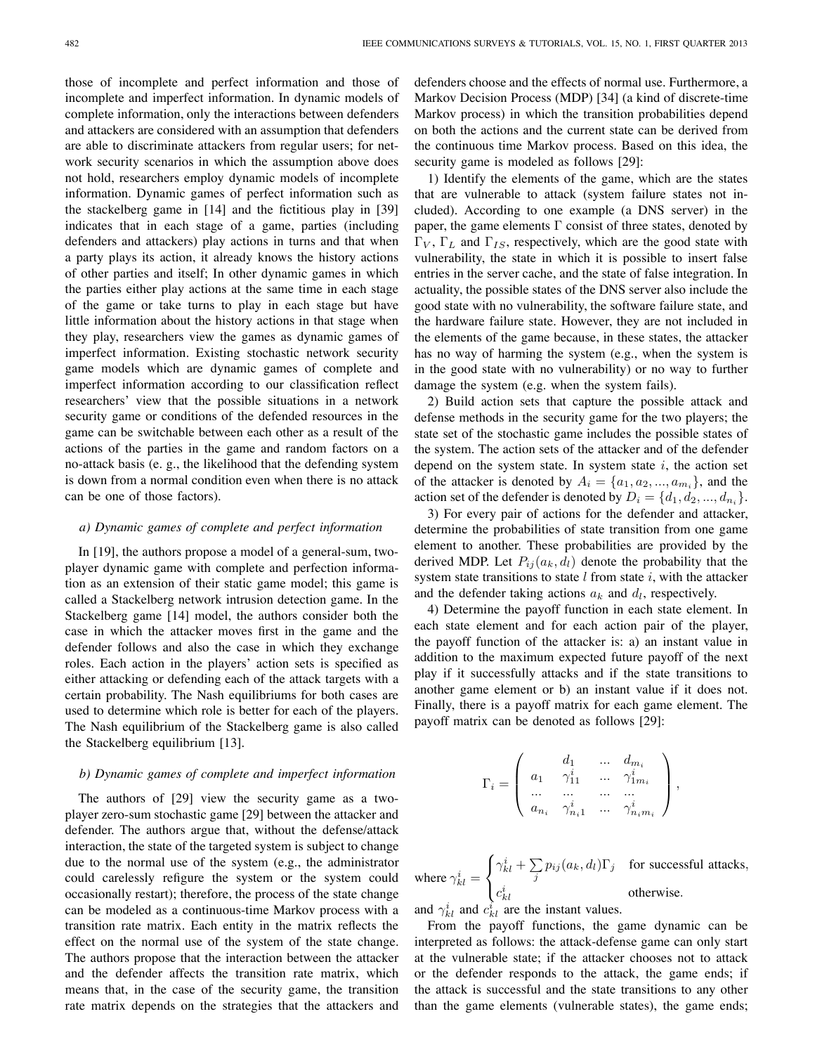those of incomplete and perfect information and those of incomplete and imperfect information. In dynamic models of complete information, only the interactions between defenders and attackers are considered with an assumption that defenders are able to discriminate attackers from regular users; for network security scenarios in which the assumption above does not hold, researchers employ dynamic models of incomplete information. Dynamic games of perfect information such as the stackelberg game in [14] and the fictitious play in [39] indicates that in each stage of a game, parties (including defenders and attackers) play actions in turns and that when a party plays its action, it already knows the history actions of other parties and itself; In other dynamic games in which the parties either play actions at the same time in each stage of the game or take turns to play in each stage but have little information about the history actions in that stage when they play, researchers view the games as dynamic games of imperfect information. Existing stochastic network security game models which are dynamic games of complete and imperfect information according to our classification reflect researchers' view that the possible situations in a network security game or conditions of the defended resources in the game can be switchable between each other as a result of the actions of the parties in the game and random factors on a no-attack basis (e. g., the likelihood that the defending system is down from a normal condition even when there is no attack can be one of those factors).

#### *a) Dynamic games of complete and perfect information*

In [19], the authors propose a model of a general-sum, two-player dynamic game with complete and perfection information as an extension of their static game model; this game is called a Stackelberg network intrusion detection game. In the Stackelberg game [14] model, the authors consider both the case in which the attacker moves first in the game and the defender follows and also the case in which they exchange roles. Each action in the players' action sets is specified as either attacking or defending each of the attack targets with a certain probability. The Nash equilibriums for both cases are used to determine which role is better for each of the players. The Nash equilibrium of the Stackelberg game is also called the Stackelberg equilibrium [13].

#### *b) Dynamic games of complete and imperfect information*

The authors of [29] view the security game as a two-player zero-sum stochastic game [29] between the attacker and defender. The authors argue that, without the defense/attack interaction, the state of the targeted system is subject to change due to the normal use of the system (e.g., the administrator could carelessly refigure the system or the system could occasionally restart); therefore, the process of the state change can be modeled as a continuous-time Markov process with a transition rate matrix. Each entity in the matrix reflects the effect on the normal use of the system of the state change. The authors propose that the interaction between the attacker and the defender affects the transition rate matrix, which means that, in the case of the security game, the transition rate matrix depends on the strategies that the attackers and defenders choose and the effects of normal use. Furthermore, a Markov Decision Process (MDP) [34] (a kind of discrete-time Markov process) in which the transition probabilities depend on both the actions and the current state can be derived from the continuous time Markov process. Based on this idea, the security game is modeled as follows [29]:

1) Identify the elements of the game, which are the states that are vulnerable to attack (system failure states not included). According to one example (a DNS server) in the paper, the game elements $\Gamma$ consist of three states, denoted by $\Gamma_V$, $\Gamma_L$ and $\Gamma_{IS}$, respectively, which are the good state with vulnerability, the state in which it is possible to insert false entries in the server cache, and the state of false integration. In actuality, the possible states of the DNS server also include the good state with no vulnerability, the software failure state, and the hardware failure state. However, they are not included in the elements of the game because, in these states, the attacker has no way of harming the system (e.g., when the system is in the good state with no vulnerability) or no way to further damage the system (e.g. when the system fails).

2) Build action sets that capture the possible attack and defense methods in the security game for the two players; the state set of the stochastic game includes the possible states of the system. The action sets of the attacker and of the defender depend on the system state. In system state $i$, the action set of the attacker is denoted by $A_i = \{a_1, a_2, ..., a_{m_i}\}$, and the action set of the defender is denoted by $D_i = \{d_1, d_2, ..., d_{n_i}\}$.

3) For every pair of actions for the defender and attacker, determine the probabilities of state transition from one game element to another. These probabilities are provided by the derived MDP. Let $P_{ij}(a_k, d_l)$ denote the probability that the system state transitions to state $l$ from state $i$, with the attacker and the defender taking actions $a_k$ and $d_l$, respectively.

4) Determine the payoff function in each state element. In each state element and for each action pair of the player, the payoff function of the attacker is: a) an instant value in addition to the maximum expected future payoff of the next play if it successfully attacks and if the state transitions to another game element or b) an instant value if it does not. Finally, there is a payoff matrix for each game element. The payoff matrix can be denoted as follows [29]:

$$\Gamma_i = \left( \begin{array}{cccc} & d_1 & ... & d_{m_i} \\ a_1 & \gamma_{11}^i & ... & \gamma_{1m_i}^i \\ ... & ... & ... & ... \\ a_{n_i} & \gamma_{n_i1}^i & ... & \gamma_{n_im_i}^i \end{array} \right),$$

where $\gamma_{kl}^i = \begin{cases} \gamma_{kl}^i + \sum_j p_{ij}(a_k, d_l)\Gamma_j & \text{for successful attacks,} \\ c_{kl}^i & \text{otherwise.} \end{cases}$

and $\gamma_{kl}^i$ and $c_{kl}^i$ are the instant values.

From the payoff functions, the game dynamic can be interpreted as follows: the attack-defense game can only start at the vulnerable state; if the attacker chooses not to attack or the defender responds to the attack, the game ends; if the attack is successful and the state transitions to any other than the game elements (vulnerable states), the game ends;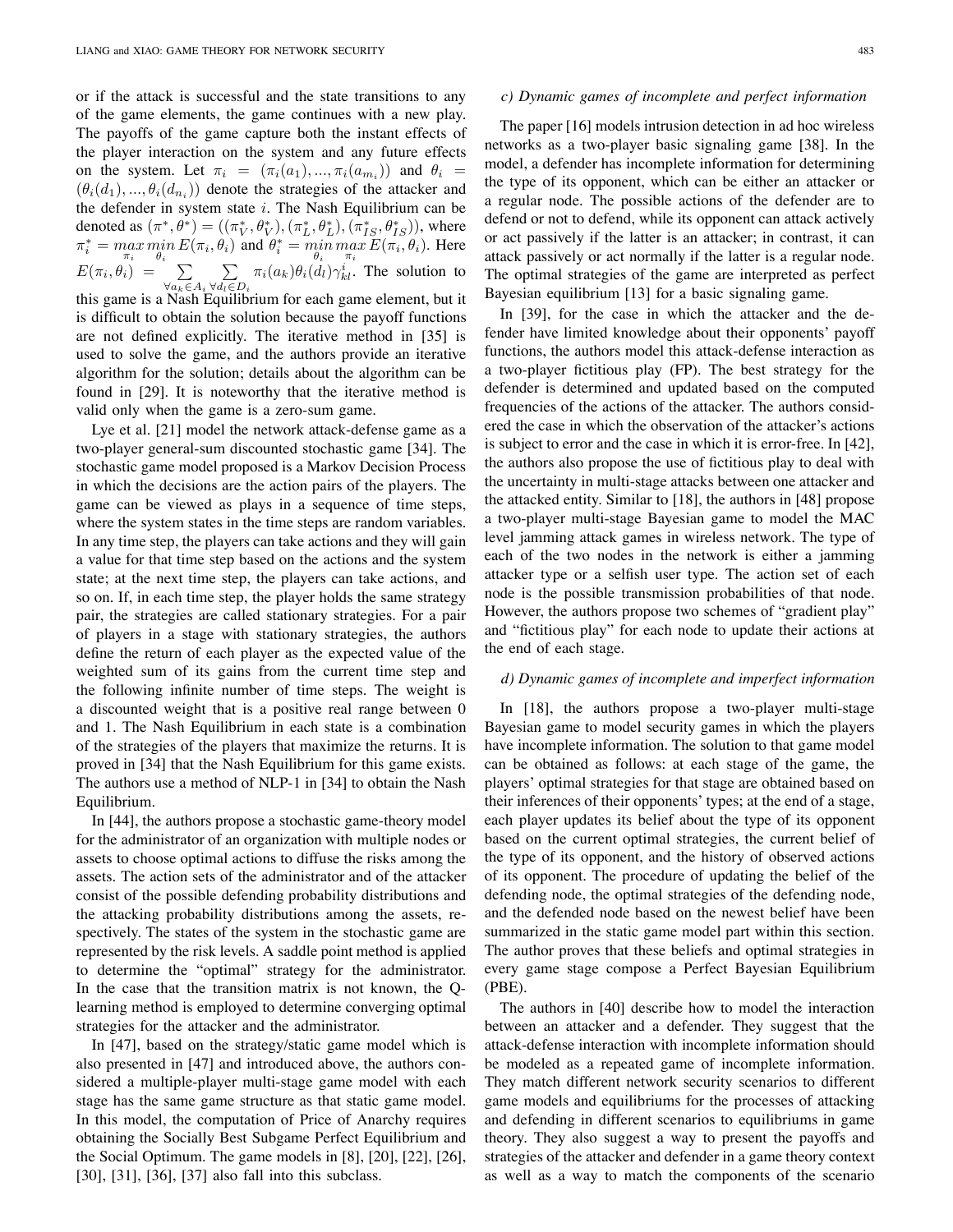or if the attack is successful and the state transitions to any of the game elements, the game continues with a new play. The payoffs of the game capture both the instant effects of the player interaction on the system and any future effects on the system. Let $\pi_i = (\pi_i(a_1), ..., \pi_i(a_{m_i}))$ and $\theta_i = (\theta_i(d_1), ..., \theta_i(d_{n_i}))$ denote the strategies of the attacker and the defender in system state $i$. The Nash Equilibrium can be denoted as $(\pi^*, \theta^*) = ((\pi_V^*, \theta_V^*), (\pi_L^*, \theta_L^*), (\pi_{IS}^*, \theta_{IS}^*))$, where $\pi_i^* = \max_{\pi_i} \min_{\theta_i} E(\pi_i, \theta_i)$ and $\theta_i^* = \min_{\theta_i} \max_{\pi_i} E(\pi_i, \theta_i)$. Here $E(\pi_i, \theta_i) = \sum_{\forall a_k \in A_i} \sum_{\forall d_l \in D_i} \pi_i(a_k)\theta_i(d_l)\gamma_{kl}^i$. The solution to this game is a Nash Equilibrium for each game element, but it is difficult to obtain the solution because the payoff functions are not defined explicitly. The iterative method in [35] is used to solve the game, and the authors provide an iterative algorithm for the solution; details about the algorithm can be found in [29]. It is noteworthy that the iterative method is valid only when the game is a zero-sum game.

Lye et al. [21] model the network attack-defense game as a two-player general-sum discounted stochastic game [34]. The stochastic game model proposed is a Markov Decision Process in which the decisions are the action pairs of the players. The game can be viewed as plays in a sequence of time steps, where the system states in the time steps are random variables. In any time step, the players can take actions and they will gain a value for that time step based on the actions and the system state; at the next time step, the players can take actions, and so on. If, in each time step, the player holds the same strategy pair, the strategies are called stationary strategies. For a pair of players in a stage with stationary strategies, the authors define the return of each player as the expected value of the weighted sum of its gains from the current time step and the following infinite number of time steps. The weight is a discounted weight that is a positive real range between 0 and 1. The Nash Equilibrium in each state is a combination of the strategies of the players that maximize the returns. It is proved in [34] that the Nash Equilibrium for this game exists. The authors use a method of NLP-1 in [34] to obtain the Nash Equilibrium.

In [44], the authors propose a stochastic game-theory model for the administrator of an organization with multiple nodes or assets to choose optimal actions to diffuse the risks among the assets. The action sets of the administrator and of the attacker consist of the possible defending probability distributions and the attacking probability distributions among the assets, respectively. The states of the system in the stochastic game are represented by the risk levels. A saddle point method is applied to determine the "optimal" strategy for the administrator. In the case that the transition matrix is not known, the Q-learning method is employed to determine converging optimal strategies for the attacker and the administrator.

In [47], based on the strategy/static game model which is also presented in [47] and introduced above, the authors considered a multiple-player multi-stage game model with each stage has the same game structure as that static game model. In this model, the computation of Price of Anarchy requires obtaining the Socially Best Subgame Perfect Equilibrium and the Social Optimum. The game models in [8], [20], [22], [26], [30], [31], [36], [37] also fall into this subclass.

*c) Dynamic games of incomplete and perfect information*

The paper [16] models intrusion detection in ad hoc wireless networks as a two-player basic signaling game [38]. In the model, a defender has incomplete information for determining the type of its opponent, which can be either an attacker or a regular node. The possible actions of the defender are to defend or not to defend, while its opponent can attack actively or attack passively if the latter is an attacker; in contrast, it can attack passively or act normally if the latter is a regular node. The optimal strategies of the game are interpreted as perfect Bayesian equilibrium [13] for a basic signaling game.

In [39], for the case in which the attacker and the defender have limited knowledge about their opponents' payoff functions, the authors model this attack-defense interaction as a two-player fictitious play (FP). The best strategy for the defender is determined and updated based on the computed frequencies of the actions of the attacker. The authors considered the case in which the observation of the attacker's actions is subject to error and the case in which it is error-free. In [42], the authors also propose the use of fictitious play to deal with the uncertainty in multi-stage attacks between one attacker and the attacked entity. Similar to [18], the authors in [48] propose a two-player multi-stage Bayesian game to model the MAC level jamming attack games in wireless network. The type of each of the two nodes in the network is either a jamming attacker type or a selfish user type. The action set of each node is the possible transmission probabilities of that node. However, the authors propose two schemes of "gradient play" and "fictitious play" for each node to update their actions at the end of each stage.

*d) Dynamic games of incomplete and imperfect information*

In [18], the authors propose a two-player multi-stage Bayesian game to model security games in which the players have incomplete information. The solution to that game model can be obtained as follows: at each stage of the game, the players' optimal strategies for that stage are obtained based on their inferences of their opponents' types; at the end of a stage, each player updates its belief about the type of its opponent based on the current optimal strategies, the current belief of the type of its opponent, and the history of observed actions of its opponent. The procedure of updating the belief of the defending node, the optimal strategies of the defending node, and the defended node based on the newest belief have been summarized in the static game model part within this section. The author proves that these beliefs and optimal strategies in every game stage compose a Perfect Bayesian Equilibrium (PBE).

The authors in [40] describe how to model the interaction between an attacker and a defender. They suggest that the attack-defense interaction with incomplete information should be modeled as a repeated game of incomplete information. They match different network security scenarios to different game models and equilibriums for the processes of attacking and defending in different scenarios to equilibriums in game theory. They also suggest a way to present the payoffs and strategies of the attacker and defender in a game theory context as well as a way to match the components of the scenario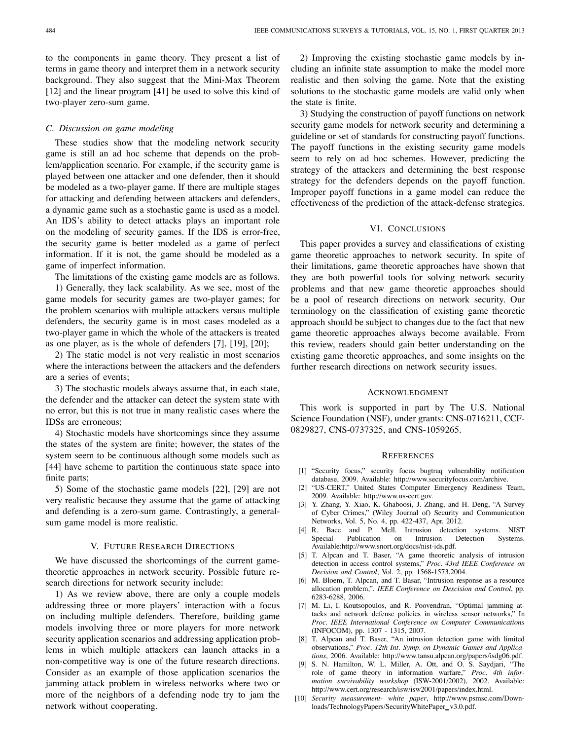to the components in game theory. They present a list of terms in game theory and interpret them in a network security background. They also suggest that the Mini-Max Theorem [12] and the linear program [41] be used to solve this kind of two-player zero-sum game.

### C. Discussion on game modeling

These studies show that the modeling network security game is still an ad hoc scheme that depends on the problem/application scenario. For example, if the security game is played between one attacker and one defender, then it should be modeled as a two-player game. If there are multiple stages for attacking and defending between attackers and defenders, a dynamic game such as a stochastic game is used as a model. An IDS's ability to detect attacks plays an important role on the modeling of security games. If the IDS is error-free, the security game is better modeled as a game of perfect information. If it is not, the game should be modeled as a game of imperfect information.

The limitations of the existing game models are as follows.

1) Generally, they lack scalability. As we see, most of the game models for security games are two-player games; for the problem scenarios with multiple attackers versus multiple defenders, the security game is in most cases modeled as a two-player game in which the whole of the attackers is treated as one player, as is the whole of defenders [7], [19], [20];

2) The static model is not very realistic in most scenarios where the interactions between the attackers and the defenders are a series of events;

3) The stochastic models always assume that, in each state, the defender and the attacker can detect the system state with no error, but this is not true in many realistic cases where the IDSs are erroneous;

4) Stochastic models have shortcomings since they assume the states of the system are finite; however, the states of the system seem to be continuous although some models such as [44] have scheme to partition the continuous state space into finite parts;

5) Some of the stochastic game models [22], [29] are not very realistic because they assume that the game of attacking and defending is a zero-sum game. Contrastingly, a general-sum game model is more realistic.

## V. Future Research Directions

We have discussed the shortcomings of the current game-theoretic approaches in network security. Possible future research directions for network security include:

1) As we review above, there are only a couple models addressing three or more players' interaction with a focus on including multiple defenders. Therefore, building game models involving three or more players for more network security application scenarios and addressing application problems in which multiple attackers can launch attacks in a non-competitive way is one of the future research directions. Consider as an example of those application scenarios the jamming attack problem in wireless networks where two or more of the neighbors of a defending node try to jam the network without cooperating.

2) Improving the existing stochastic game models by including an infinite state assumption to make the model more realistic and then solving the game. Note that the existing solutions to the stochastic game models are valid only when the state is finite.

3) Studying the construction of payoff functions on network security game models for network security and determining a guideline or set of standards for constructing payoff functions. The payoff functions in the existing security game models seem to rely on ad hoc schemes. However, predicting the strategy of the attackers and determining the best response strategy for the defenders depends on the payoff function. Improper payoff functions in a game model can reduce the effectiveness of the prediction of the attack-defense strategies.

## VI. Conclusions

This paper provides a survey and classifications of existing game theoretic approaches to network security. In spite of their limitations, game theoretic approaches have shown that they are both powerful tools for solving network security problems and that new game theoretic approaches should be a pool of research directions on network security. Our terminology on the classification of existing game theoretic approach should be subject to changes due to the fact that new game theoretic approaches always become available. From this review, readers should gain better understanding on the existing game theoretic approaches, and some insights on the further research directions on network security issues.

## Acknowledgment

This work is supported in part by The U.S. National Science Foundation (NSF), under grants: CNS-0716211, CCF-0829827, CNS-0737325, and CNS-1059265.

## References

[1] "Security focus," security focus bugtraq vulnerability notification database, 2009. Available: http://www.securityfocus.com/archive.

[2] "US-CERT," United States Computer Emergency Readiness Team, 2009. Available: http://www.us-cert.gov.

[3] Y. Zhang, Y. Xiao, K. Ghaboosi, J. Zhang, and H. Deng, "A Survey of Cyber Crimes," (Wiley Journal of) Security and Communication Networks, Vol. 5, No. 4, pp. 422-437, Apr. 2012.

[4] R. Bace and P. Mell. Intrusion detection systems. NIST Special Publication on Intrusion Detection Systems. Available:http://www.snort.org/docs/nist-ids.pdf.

[5] T. Alpcan and T. Baser, "A game theoretic analysis of intrusion detection in access control systems," *Proc. 43rd IEEE Conference on Decision and Control*, Vol. 2, pp. 1568-1573,2004.

[6] M. Bloem, T. Alpcan, and T. Basar, "Intrusion response as a resource allocation problem,". *IEEE Conference on Descision and Control*, pp. 6283-6288, 2006.

[7] M. Li, I. Koutsopoulos, and R. Poovendran, "Optimal jamming attacks and network defense policies in wireless sensor networks," In *Proc. IEEE International Conference on Computer Communications* (INFOCOM), pp. 1307 - 1315, 2007.

[8] T. Alpcan and T. Baser, "An intrusion detection game with limited observations," *Proc. 12th Int. Symp. on Dynamic Games and Applications*, 2006. Available: http://www.tansu.alpcan.org/papers/isdg06.pdf.

[9] S. N. Hamilton, W. L. Miller, A. Ott, and O. S. Saydjari, "The role of game theory in information warfare," *Proc. 4th information survivability workshop* (ISW-2001/2002), 2002. Available: http://www.cert.org/research/isw/isw2001/papers/index.html.

[10] *Security measurement- white paper*, http://www.psmsc.com/Downloads/TechnologyPapers/SecurityWhitePaper_v3.0.pdf.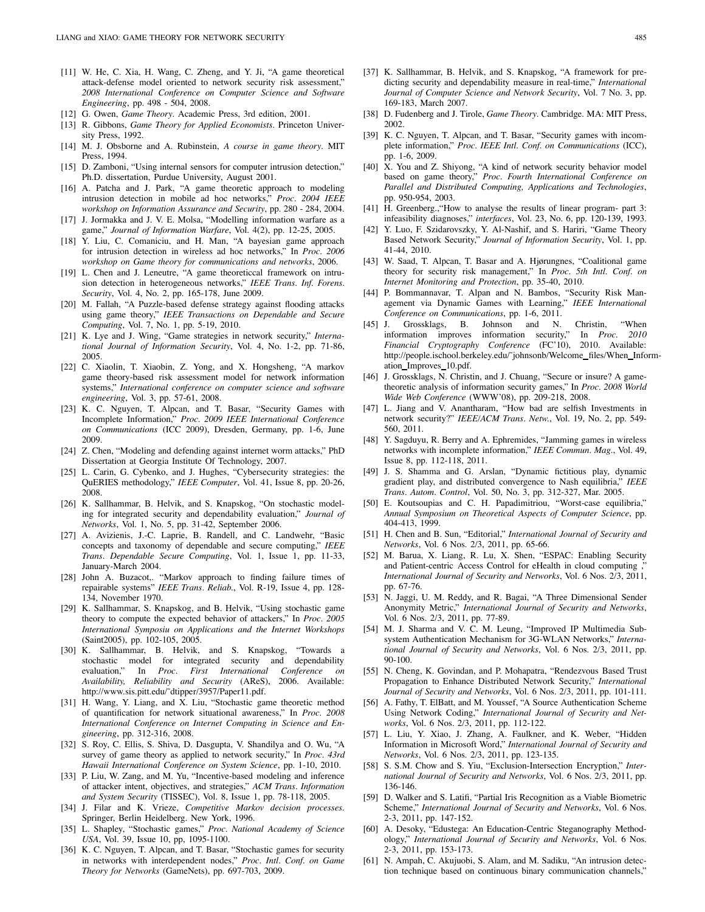[11] W. He, C. Xia, H. Wang, C. Zheng, and Y. Ji, "A game theoretical attack-defense model oriented to network security risk assessment," *2008 International Conference on Computer Science and Software Engineering*, pp. 498 - 504, 2008.

[12] G. Owen, *Game Theory*. Academic Press, 3rd edition, 2001.

[13] R. Gibbons, *Game Theory for Applied Economists*. Princeton University Press, 1992.

[14] M. J. Obsborne and A. Rubinstein, *A course in game theory*. MIT Press, 1994.

[15] D. Zamboni, "Using internal sensors for computer intrusion detection," Ph.D. dissertation, Purdue University, August 2001.

[16] A. Patcha and J. Park, "A game theoretic approach to modeling intrusion detection in mobile ad hoc networks," *Proc. 2004 IEEE workshop on Information Assurance and Security*, pp. 280 - 284, 2004.

[17] J. Jormakka and J. V. E. Molsa, "Modelling information warfare as a game," *Journal of Information Warfare*, Vol. 4(2), pp. 12-25, 2005.

[18] Y. Liu, C. Comaniciu, and H. Man, "A bayesian game approach for intrusion detection in wireless ad hoc networks," In *Proc. 2006 workshop on Game theory for communications and networks*, 2006.

[19] L. Chen and J. Leneutre, "A game theoreticcal framework on intrusion detection in heterogeneous networks," *IEEE Trans. Inf. Forens. Security*, Vol. 4, No. 2, pp. 165-178, June 2009.

[20] M. Fallah, "A Puzzle-based defense strategy against flooding attacks using game theory," *IEEE Transactions on Dependable and Secure Computing*, Vol. 7, No. 1, pp. 5-19, 2010.

[21] K. Lye and J. Wing, "Game strategies in network security," *International Journal of Information Security*, Vol. 4, No. 1-2, pp. 71-86, 2005.

[22] C. Xiaolin, T. Xiaobin, Z. Yong, and X. Hongsheng, "A markov game theory-based risk assessment model for network information systems," *International conference on computer science and software engineering*, Vol. 3, pp. 57-61, 2008.

[23] K. C. Nguyen, T. Alpcan, and T. Basar, "Security Games with Incomplete Information," *Proc. 2009 IEEE International Conference on Communications* (ICC 2009), Dresden, Germany, pp. 1-6, June 2009.

[24] Z. Chen, "Modeling and defending against internet worm attacks," PhD Dissertation at Georgia Institute Of Technology, 2007.

[25] L. Carin, G. Cybenko, and J. Hughes, "Cybersecurity strategies: the QuERIES methodology," *IEEE Computer*, Vol. 41, Issue 8, pp. 20-26, 2008.

[26] K. Sallhammar, B. Helvik, and S. Knapskog, "On stochastic modeling for integrated security and dependability evaluation," *Journal of Networks*, Vol. 1, No. 5, pp. 31-42, September 2006.

[27] A. Avizienis, J.-C. Laprie, B. Randell, and C. Landwehr, "Basic concepts and taxonomy of dependable and secure computing," *IEEE Trans. Dependable Secure Computing*, Vol. 1, Issue 1, pp. 11-33, January-March 2004.

[28] John A. Buzacot,. "Markov approach to finding failure times of repairable systems" *IEEE Trans. Reliab.*, Vol. R-19, Issue 4, pp. 128-134, November 1970.

[29] K. Sallhammar, S. Knapskog, and B. Helvik, "Using stochastic game theory to compute the expected behavior of attackers," In *Proc. 2005 International Symposiu on Applications and the Internet Workshops* (Saint2005), pp. 102-105, 2005.

[30] K. Sallhammar, B. Helvik, and S. Knapskog, "Towards a stochastic model for integrated security and dependability evaluation," In *Proc. First International Conference on Availability, Reliability and Security* (AReS), 2006. Available: http://www.sis.pitt.edu/˜dtipper/3957/Paper11.pdf.

[31] H. Wang, Y. Liang, and X. Liu, "Stochastic game theoretic method of quantification for network situational awareness," In *Proc. 2008 International Conference on Internet Computing in Science and Engineering*, pp. 312-316, 2008.

[32] S. Roy, C. Ellis, S. Shiva, D. Dasgupta, V. Shandilya and O. Wu, "A survey of game theory as applied to network security," In *Proc. 43rd Hawaii International Conference on System Science*, pp. 1-10, 2010.

[33] P. Liu, W. Zang, and M. Yu, "Incentive-based modeling and inference of attacker intent, objectives, and strategies," *ACM Trans. Information and System Security* (TISSEC), Vol. 8, Issue 1, pp. 78-118, 2005.

[34] J. Filar and K. Vrieze, *Competitive Markov decision processes*. Springer, Berlin Heidelberg. New York, 1996.

[35] L. Shapley, "Stochastic games," *Proc. National Academy of Science USA*, Vol. 39, Issue 10, pp, 1095-1100.

[36] K. C. Nguyen, T. Alpcan, and T. Basar, "Stochastic games for security in networks with interdependent nodes," *Proc. Intl. Conf. on Game Theory for Networks* (GameNets), pp. 697-703, 2009.

[37] K. Sallhammar, B. Helvik, and S. Knapskog, "A framework for predicting security and dependability measure in real-time," *International Journal of Computer Science and Network Security*, Vol. 7 No. 3, pp. 169-183, March 2007.

[38] D. Fudenberg and J. Tirole, *Game Theory*. Cambridge. MA: MIT Press, 2002.

[39] K. C. Nguyen, T. Alpcan, and T. Basar, "Security games with incomplete information," *Proc. IEEE Intl. Conf. on Communications* (ICC), pp. 1-6, 2009.

[40] X. You and Z. Shiyong, "A kind of network security behavior model based on game theory," *Proc. Fourth International Conference on Parallel and Distributed Computing, Applications and Technologies*, pp. 950-954, 2003.

[41] H. Greenberg.,"How to analyse the results of linear program- part 3: infeasibility diagnoses," *interfaces*, Vol. 23, No. 6, pp. 120-139, 1993.

[42] Y. Luo, F. Szidarovszky, Y. Al-Nashif, and S. Hariri, "Game Theory Based Network Security," *Journal of Information Security*, Vol. 1, pp. 41-44, 2010.

[43] W. Saad, T. Alpcan, T. Basar and A. Hjørungnes, "Coalitional game theory for security risk management," In *Proc. 5th Intl. Conf. on Internet Monitoring and Protection*, pp. 35-40, 2010.

[44] P. Bommannavar, T. Alpan and N. Bambos, "Security Risk Management via Dynamic Games with Learning," *IEEE International Conference on Communications*, pp. 1-6, 2011.

[45] J. Grossklags, B. Johnson and N. Christin, "When information improves information security," In *Proc. 2010 Financial Cryptography Conference* (FC'10), 2010. Available: http://people.ischool.berkeley.edu/˜johnsonb/Welcome_files/When_Information_Improves_10.pdf.

[46] J. Grossklags, N. Christin, and J. Chuang, "Secure or insure? A game-theoretic analysis of information security games," In *Proc. 2008 World Wide Web Conference* (WWW'08), pp. 209-218, 2008.

[47] L. Jiang and V. Anantharam, "How bad are selfish Investments in network security?" *IEEE/ACM Trans. Netw.*, Vol. 19, No. 2, pp. 549-560, 2011.

[48] Y. Sagduyu, R. Berry and A. Ephremides, "Jamming games in wireless networks with incomplete information," *IEEE Commun. Mag.*, Vol. 49, Issue 8, pp. 112-118, 2011.

[49] J. S. Shamma and G. Arslan, "Dynamic fictitious play, dynamic gradient play, and distributed convergence to Nash equilibria," *IEEE Trans. Autom. Control*, Vol. 50, No. 3, pp. 312-327, Mar. 2005.

[50] E. Koutsoupias and C. H. Papadimitriou, "Worst-case equilibria," *Annual Symposium on Theoretical Aspects of Computer Science*, pp. 404-413, 1999.

[51] H. Chen and B. Sun, "Editorial," *International Journal of Security and Networks*, Vol. 6 Nos. 2/3, 2011, pp. 65-66.

[52] M. Barua, X. Liang, R. Lu, X. Shen, "ESPAC: Enabling Security and Patient-centric Access Control for eHealth in cloud computing ," *International Journal of Security and Networks*, Vol. 6 Nos. 2/3, 2011, pp. 67-76.

[53] N. Jaggi, U. M. Reddy, and R. Bagai, "A Three Dimensional Sender Anonymity Metric," *International Journal of Security and Networks*, Vol. 6 Nos. 2/3, 2011, pp. 77-89.

[54] M. J. Sharma and V. C. M. Leung, "Improved IP Multimedia Subsystem Authentication Mechanism for 3G-WLAN Networks," *International Journal of Security and Networks*, Vol. 6 Nos. 2/3, 2011, pp. 90-100.

[55] N. Cheng, K. Govindan, and P. Mohapatra, "Rendezvous Based Trust Propagation to Enhance Distributed Network Security," *International Journal of Security and Networks*, Vol. 6 Nos. 2/3, 2011, pp. 101-111.

[56] A. Fathy, T. ElBatt, and M. Youssef, "A Source Authentication Scheme Using Network Coding," *International Journal of Security and Networks*, Vol. 6 Nos. 2/3, 2011, pp. 112-122.

[57] L. Liu, Y. Xiao, J. Zhang, A. Faulkner, and K. Weber, "Hidden Information in Microsoft Word," *International Journal of Security and Networks*, Vol. 6 Nos. 2/3, 2011, pp. 123-135.

[58] S. S.M. Chow and S. Yiu, "Exclusion-Intersection Encryption," *International Journal of Security and Networks*, Vol. 6 Nos. 2/3, 2011, pp. 136-146.

[59] D. Walker and S. Latifi, "Partial Iris Recognition as a Viable Biometric Scheme," *International Journal of Security and Networks*, Vol. 6 Nos. 2-3, 2011, pp. 147-152.

[60] A. Desoky, "Edustega: An Education-Centric Steganography Methodology," *International Journal of Security and Networks*, Vol. 6 Nos. 2-3, 2011, pp. 153-173.

[61] N. Ampah, C. Akujuobi, S. Alam, and M. Sadiku, "An intrusion detection technique based on continuous binary communication channels,"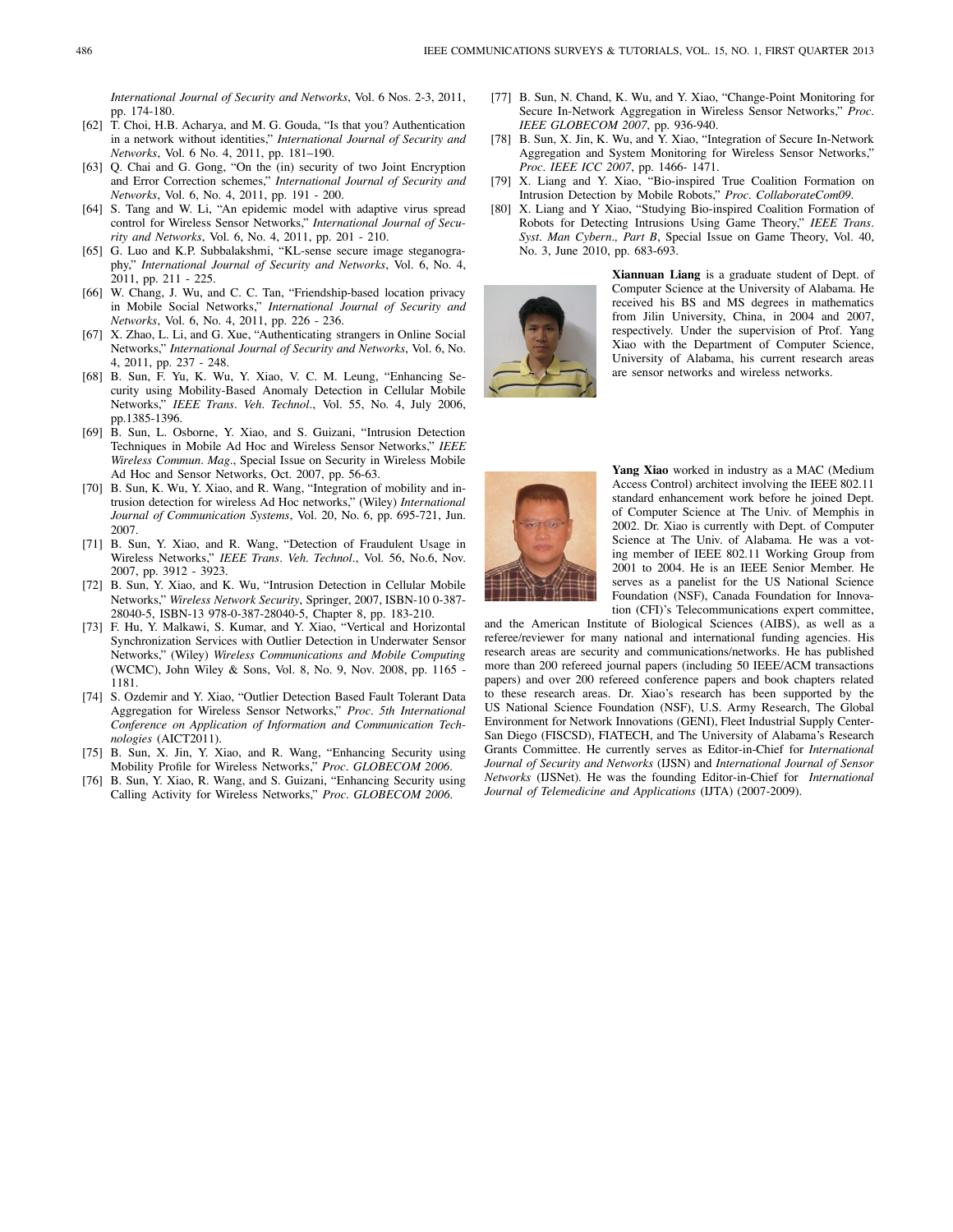*International Journal of Security and Networks*, Vol. 6 Nos. 2-3, 2011, pp. 174-180.

[62] T. Choi, H.B. Acharya, and M. G. Gouda, "Is that you? Authentication in a network without identities," *International Journal of Security and Networks*, Vol. 6 No. 4, 2011, pp. 181–190.

[63] Q. Chai and G. Gong, "On the (in) security of two Joint Encryption and Error Correction schemes," *International Journal of Security and Networks*, Vol. 6, No. 4, 2011, pp. 191 - 200.

[64] S. Tang and W. Li, "An epidemic model with adaptive virus spread control for Wireless Sensor Networks," *International Journal of Security and Networks*, Vol. 6, No. 4, 2011, pp. 201 - 210.

[65] G. Luo and K.P. Subbalakshmi, "KL-sense secure image steganography," *International Journal of Security and Networks*, Vol. 6, No. 4, 2011, pp. 211 - 225.

[66] W. Chang, J. Wu, and C. C. Tan, "Friendship-based location privacy in Mobile Social Networks," *International Journal of Security and Networks*, Vol. 6, No. 4, 2011, pp. 226 - 236.

[67] X. Zhao, L. Li, and G. Xue, "Authenticating strangers in Online Social Networks," *International Journal of Security and Networks*, Vol. 6, No. 4, 2011, pp. 237 - 248.

[68] B. Sun, F. Yu, K. Wu, Y. Xiao, V. C. M. Leung, "Enhancing Security using Mobility-Based Anomaly Detection in Cellular Mobile Networks," *IEEE Trans. Veh. Technol.*, Vol. 55, No. 4, July 2006, pp.1385-1396.

[69] B. Sun, L. Osborne, Y. Xiao, and S. Guizani, "Intrusion Detection Techniques in Mobile Ad Hoc and Wireless Sensor Networks," *IEEE Wireless Commun. Mag.*, Special Issue on Security in Wireless Mobile Ad Hoc and Sensor Networks, Oct. 2007, pp. 56-63.

[70] B. Sun, K. Wu, Y. Xiao, and R. Wang, "Integration of mobility and intrusion detection for wireless Ad Hoc networks," (Wiley) *International Journal of Communication Systems*, Vol. 20, No. 6, pp. 695-721, Jun. 2007.

[71] B. Sun, Y. Xiao, and R. Wang, "Detection of Fraudulent Usage in Wireless Networks," *IEEE Trans. Veh. Technol.*, Vol. 56, No.6, Nov. 2007, pp. 3912 - 3923.

[72] B. Sun, Y. Xiao, and K. Wu, "Intrusion Detection in Cellular Mobile Networks," *Wireless Network Security*, Springer, 2007, ISBN-10 0-387-28040-5, ISBN-13 978-0-387-28040-5, Chapter 8, pp. 183-210.

[73] F. Hu, Y. Malkawi, S. Kumar, and Y. Xiao, "Vertical and Horizontal Synchronization Services with Outlier Detection in Underwater Sensor Networks," (Wiley) *Wireless Communications and Mobile Computing* (WCMC), John Wiley & Sons, Vol. 8, No. 9, Nov. 2008, pp. 1165 - 1181.

[74] S. Ozdemir and Y. Xiao, "Outlier Detection Based Fault Tolerant Data Aggregation for Wireless Sensor Networks," *Proc. 5th International Conference on Application of Information and Communication Technologies* (AICT2011).

[75] B. Sun, X. Jin, Y. Xiao, and R. Wang, "Enhancing Security using Mobility Profile for Wireless Networks," *Proc. GLOBECOM 2006*.

[76] B. Sun, Y. Xiao, R. Wang, and S. Guizani, "Enhancing Security using Calling Activity for Wireless Networks," *Proc. GLOBECOM 2006*.

[77] B. Sun, N. Chand, K. Wu, and Y. Xiao, "Change-Point Monitoring for Secure In-Network Aggregation in Wireless Sensor Networks," *Proc. IEEE GLOBECOM 2007*, pp. 936-940.

[78] B. Sun, X. Jin, K. Wu, and Y. Xiao, "Integration of Secure In-Network Aggregation and System Monitoring for Wireless Sensor Networks," *Proc. IEEE ICC 2007*, pp. 1466- 1471.

[79] X. Liang and Y. Xiao, "Bio-inspired True Coalition Formation on Intrusion Detection by Mobile Robots," *Proc. CollaborateCom09*.

[80] X. Liang and Y Xiao, "Studying Bio-inspired Coalition Formation of Robots for Detecting Intrusions Using Game Theory," *IEEE Trans. Syst. Man Cybern., Part B*, Special Issue on Game Theory, Vol. 40, No. 3, June 2010, pp. 683-693.

**Xiannuan Liang** is a graduate student of Dept. of Computer Science at the University of Alabama. He received his BS and MS degrees in mathematics from Jilin University, China, in 2004 and 2007, respectively. Under the supervision of Prof. Yang Xiao with the Department of Computer Science, University of Alabama, his current research areas are sensor networks and wireless networks.

**Yang Xiao** worked in industry as a MAC (Medium Access Control) architect involving the IEEE 802.11 standard enhancement work before he joined Dept. of Computer Science at The Univ. of Memphis in 2002. Dr. Xiao is currently with Dept. of Computer Science at The Univ. of Alabama. He was a voting member of IEEE 802.11 Working Group from 2001 to 2004. He is an IEEE Senior Member. He serves as a panelist for the US National Science Foundation (NSF), Canada Foundation for Innovation (CFI)'s Telecommunications expert committee, and the American Institute of Biological Sciences (AIBS), as well as a referee/reviewer for many national and international funding agencies. His research areas are security and communications/networks. He has published more than 200 refereed journal papers (including 50 IEEE/ACM transactions papers) and over 200 refereed conference papers and book chapters related to these research areas. Dr. Xiao's research has been supported by the US National Science Foundation (NSF), U.S. Army Research, The Global Environment for Network Innovations (GENI), Fleet Industrial Supply Center-San Diego (FISCSD), FIATECH, and The University of Alabama's Research Grants Committee. He currently serves as Editor-in-Chief for *International Journal of Security and Networks* (IJSN) and *International Journal of Sensor Networks* (IJSNet). He was the founding Editor-in-Chief for *International Journal of Telemedicine and Applications* (IJTA) (2007-2009).